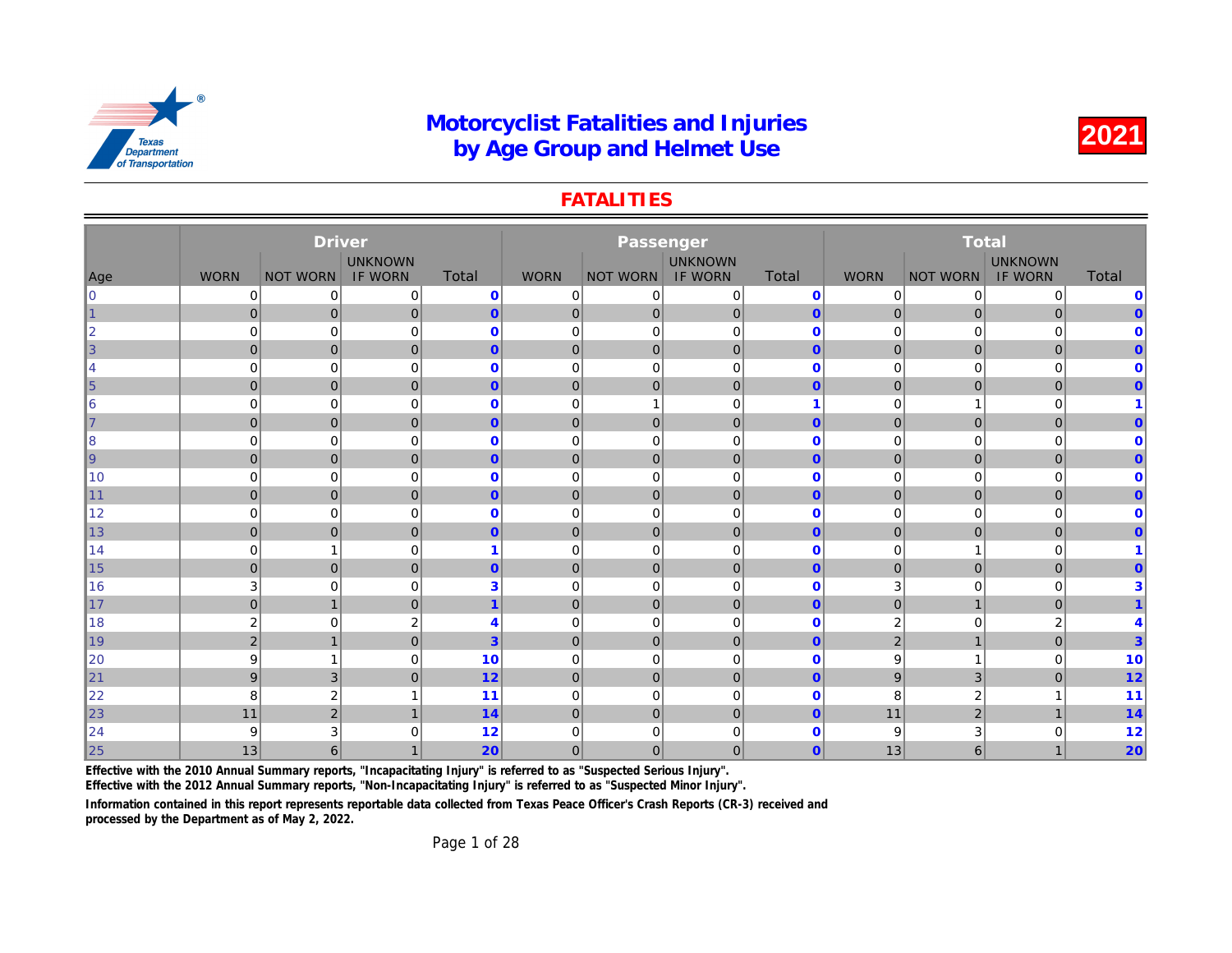# Motorcyclist Fatalities and Injuries by Age Group and Helmet Use

**2021**

## FATALITIES

| Age | Driver | | | | Passenger | | | | Total | | | |
|---|---|---|---|---|---|---|---|---|---|---|---|---|
| | WORN | NOT WORN | UNKNOWN IF WORN | Total | WORN | NOT WORN | UNKNOWN IF WORN | Total | WORN | NOT WORN | UNKNOWN IF WORN | Total |
| 0 | 0 | 0 | 0 | **0** | 0 | 0 | 0 | **0** | 0 | 0 | 0 | **0** |
| 1 | 0 | 0 | 0 | **0** | 0 | 0 | 0 | **0** | 0 | 0 | 0 | **0** |
| 2 | 0 | 0 | 0 | **0** | 0 | 0 | 0 | **0** | 0 | 0 | 0 | **0** |
| 3 | 0 | 0 | 0 | **0** | 0 | 0 | 0 | **0** | 0 | 0 | 0 | **0** |
| 4 | 0 | 0 | 0 | **0** | 0 | 0 | 0 | **0** | 0 | 0 | 0 | **0** |
| 5 | 0 | 0 | 0 | **0** | 0 | 0 | 0 | **0** | 0 | 0 | 0 | **0** |
| 6 | 0 | 0 | 0 | **0** | 0 | 1 | 0 | **1** | 0 | 1 | 0 | **1** |
| 7 | 0 | 0 | 0 | **0** | 0 | 0 | 0 | **0** | 0 | 0 | 0 | **0** |
| 8 | 0 | 0 | 0 | **0** | 0 | 0 | 0 | **0** | 0 | 0 | 0 | **0** |
| 9 | 0 | 0 | 0 | **0** | 0 | 0 | 0 | **0** | 0 | 0 | 0 | **0** |
| 10 | 0 | 0 | 0 | **0** | 0 | 0 | 0 | **0** | 0 | 0 | 0 | **0** |
| 11 | 0 | 0 | 0 | **0** | 0 | 0 | 0 | **0** | 0 | 0 | 0 | **0** |
| 12 | 0 | 0 | 0 | **0** | 0 | 0 | 0 | **0** | 0 | 0 | 0 | **0** |
| 13 | 0 | 0 | 0 | **0** | 0 | 0 | 0 | **0** | 0 | 0 | 0 | **0** |
| 14 | 0 | 1 | 0 | **1** | 0 | 0 | 0 | **0** | 0 | 1 | 0 | **1** |
| 15 | 0 | 0 | 0 | **0** | 0 | 0 | 0 | **0** | 0 | 0 | 0 | **0** |
| 16 | 3 | 0 | 0 | **3** | 0 | 0 | 0 | **0** | 3 | 0 | 0 | **3** |
| 17 | 0 | 1 | 0 | **1** | 0 | 0 | 0 | **0** | 0 | 1 | 0 | **1** |
| 18 | 2 | 0 | 2 | **4** | 0 | 0 | 0 | **0** | 2 | 0 | 2 | **4** |
| 19 | 2 | 1 | 0 | **3** | 0 | 0 | 0 | **0** | 2 | 1 | 0 | **3** |
| 20 | 9 | 1 | 0 | **10** | 0 | 0 | 0 | **0** | 9 | 1 | 0 | **10** |
| 21 | 9 | 3 | 0 | **12** | 0 | 0 | 0 | **0** | 9 | 3 | 0 | **12** |
| 22 | 8 | 2 | 1 | **11** | 0 | 0 | 0 | **0** | 8 | 2 | 1 | **11** |
| 23 | 11 | 2 | 1 | **14** | 0 | 0 | 0 | **0** | 11 | 2 | 1 | **14** |
| 24 | 9 | 3 | 0 | **12** | 0 | 0 | 0 | **0** | 9 | 3 | 0 | **12** |
| 25 | 13 | 6 | 1 | **20** | 0 | 0 | 0 | **0** | 13 | 6 | 1 | **20** |

**Effective with the 2010 Annual Summary reports, "Incapacitating Injury" is referred to as "Suspected Serious Injury".**
**Effective with the 2012 Annual Summary reports, "Non-Incapacitating Injury" is referred to as "Suspected Minor Injury".**

**Information contained in this report represents reportable data collected from Texas Peace Officer's Crash Reports (CR-3) received and processed by the Department as of May 2, 2022.**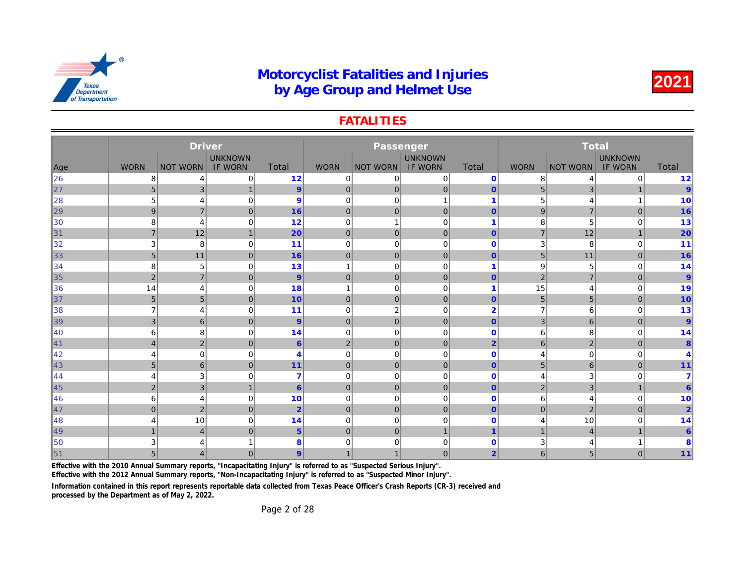# Motorcyclist Fatalities and Injuries by Age Group and Helmet Use

**2021**

## FATALITIES

| | Driver | | | | Passenger | | | | Total | | | |
|---|---|---|---|---|---|---|---|---|---|---|---|---|
| Age | WORN | NOT WORN | UNKNOWN IF WORN | Total | WORN | NOT WORN | UNKNOWN IF WORN | Total | WORN | NOT WORN | UNKNOWN IF WORN | Total |
| 26 | 8 | 4 | 0 | **12** | 0 | 0 | 0 | **0** | 8 | 4 | 0 | **12** |
| 27 | 5 | 3 | 1 | **9** | 0 | 0 | 0 | **0** | 5 | 3 | 1 | **9** |
| 28 | 5 | 4 | 0 | **9** | 0 | 0 | 1 | **1** | 5 | 4 | 1 | **10** |
| 29 | 9 | 7 | 0 | **16** | 0 | 0 | 0 | **0** | 9 | 7 | 0 | **16** |
| 30 | 8 | 4 | 0 | **12** | 0 | 1 | 0 | **1** | 8 | 5 | 0 | **13** |
| 31 | 7 | 12 | 1 | **20** | 0 | 0 | 0 | **0** | 7 | 12 | 1 | **20** |
| 32 | 3 | 8 | 0 | **11** | 0 | 0 | 0 | **0** | 3 | 8 | 0 | **11** |
| 33 | 5 | 11 | 0 | **16** | 0 | 0 | 0 | **0** | 5 | 11 | 0 | **16** |
| 34 | 8 | 5 | 0 | **13** | 1 | 0 | 0 | **1** | 9 | 5 | 0 | **14** |
| 35 | 2 | 7 | 0 | **9** | 0 | 0 | 0 | **0** | 2 | 7 | 0 | **9** |
| 36 | 14 | 4 | 0 | **18** | 1 | 0 | 0 | **1** | 15 | 4 | 0 | **19** |
| 37 | 5 | 5 | 0 | **10** | 0 | 0 | 0 | **0** | 5 | 5 | 0 | **10** |
| 38 | 7 | 4 | 0 | **11** | 0 | 2 | 0 | **2** | 7 | 6 | 0 | **13** |
| 39 | 3 | 6 | 0 | **9** | 0 | 0 | 0 | **0** | 3 | 6 | 0 | **9** |
| 40 | 6 | 8 | 0 | **14** | 0 | 0 | 0 | **0** | 6 | 8 | 0 | **14** |
| 41 | 4 | 2 | 0 | **6** | 2 | 0 | 0 | **2** | 6 | 2 | 0 | **8** |
| 42 | 4 | 0 | 0 | **4** | 0 | 0 | 0 | **0** | 4 | 0 | 0 | **4** |
| 43 | 5 | 6 | 0 | **11** | 0 | 0 | 0 | **0** | 5 | 6 | 0 | **11** |
| 44 | 4 | 3 | 0 | **7** | 0 | 0 | 0 | **0** | 4 | 3 | 0 | **7** |
| 45 | 2 | 3 | 1 | **6** | 0 | 0 | 0 | **0** | 2 | 3 | 1 | **6** |
| 46 | 6 | 4 | 0 | **10** | 0 | 0 | 0 | **0** | 6 | 4 | 0 | **10** |
| 47 | 0 | 2 | 0 | **2** | 0 | 0 | 0 | **0** | 0 | 2 | 0 | **2** |
| 48 | 4 | 10 | 0 | **14** | 0 | 0 | 0 | **0** | 4 | 10 | 0 | **14** |
| 49 | 1 | 4 | 0 | **5** | 0 | 0 | 1 | **1** | 1 | 4 | 1 | **6** |
| 50 | 3 | 4 | 1 | **8** | 0 | 0 | 0 | **0** | 3 | 4 | 1 | **8** |
| 51 | 5 | 4 | 0 | **9** | 1 | 1 | 0 | **2** | 6 | 5 | 0 | **11** |

**Effective with the 2010 Annual Summary reports, "Incapacitating Injury" is referred to as "Suspected Serious Injury".**
**Effective with the 2012 Annual Summary reports, "Non-Incapacitating Injury" is referred to as "Suspected Minor Injury".**

**Information contained in this report represents reportable data collected from Texas Peace Officer's Crash Reports (CR-3) received and processed by the Department as of May 2, 2022.**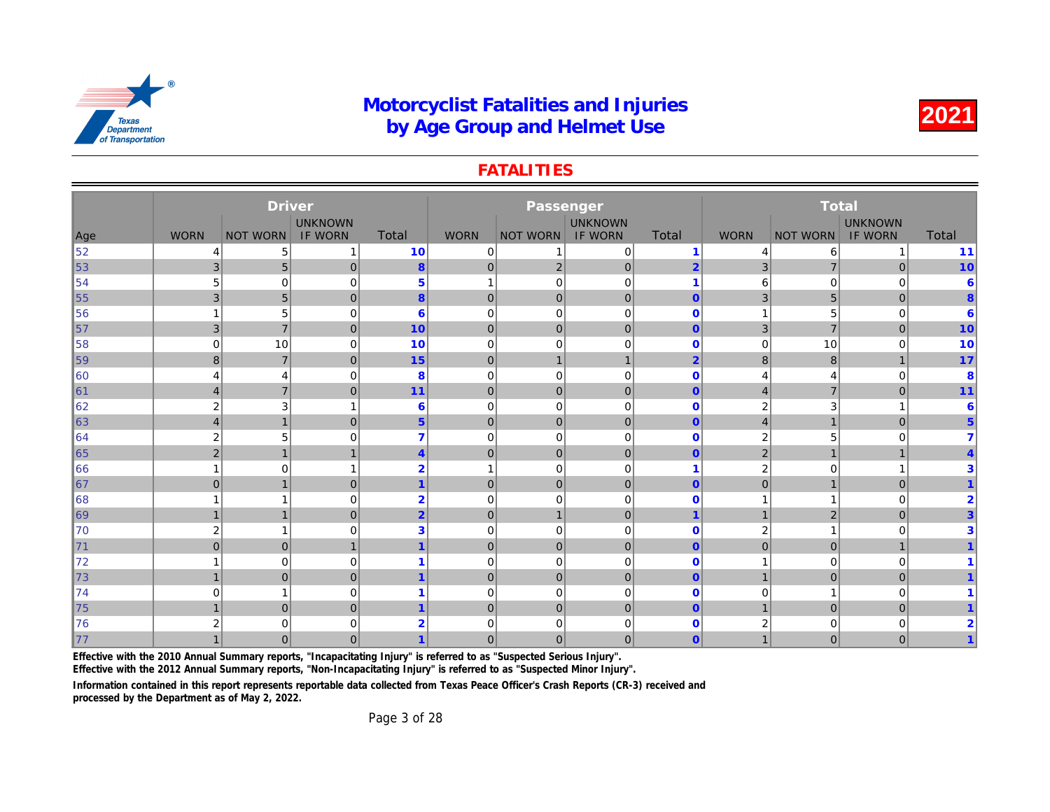# Motorcyclist Fatalities and Injuries by Age Group and Helmet Use

**2021**

## FATALITIES

| Age | Driver | | | | Passenger | | | | Total | | | |
|---|---|---|---|---|---|---|---|---|---|---|---|---|
| | WORN | NOT WORN | UNKNOWN IF WORN | Total | WORN | NOT WORN | UNKNOWN IF WORN | Total | WORN | NOT WORN | UNKNOWN IF WORN | Total |
| 52 | 4 | 5 | 1 | **10** | 0 | 1 | 0 | **1** | 4 | 6 | 1 | **11** |
| 53 | 3 | 5 | 0 | **8** | 0 | 2 | 0 | **2** | 3 | 7 | 0 | **10** |
| 54 | 5 | 0 | 0 | **5** | 1 | 0 | 0 | **1** | 6 | 0 | 0 | **6** |
| 55 | 3 | 5 | 0 | **8** | 0 | 0 | 0 | **0** | 3 | 5 | 0 | **8** |
| 56 | 1 | 5 | 0 | **6** | 0 | 0 | 0 | **0** | 1 | 5 | 0 | **6** |
| 57 | 3 | 7 | 0 | **10** | 0 | 0 | 0 | **0** | 3 | 7 | 0 | **10** |
| 58 | 0 | 10 | 0 | **10** | 0 | 0 | 0 | **0** | 0 | 10 | 0 | **10** |
| 59 | 8 | 7 | 0 | **15** | 0 | 1 | 1 | **2** | 8 | 8 | 1 | **17** |
| 60 | 4 | 4 | 0 | **8** | 0 | 0 | 0 | **0** | 4 | 4 | 0 | **8** |
| 61 | 4 | 7 | 0 | **11** | 0 | 0 | 0 | **0** | 4 | 7 | 0 | **11** |
| 62 | 2 | 3 | 1 | **6** | 0 | 0 | 0 | **0** | 2 | 3 | 1 | **6** |
| 63 | 4 | 1 | 0 | **5** | 0 | 0 | 0 | **0** | 4 | 1 | 0 | **5** |
| 64 | 2 | 5 | 0 | **7** | 0 | 0 | 0 | **0** | 2 | 5 | 0 | **7** |
| 65 | 2 | 1 | 1 | **4** | 0 | 0 | 0 | **0** | 2 | 1 | 1 | **4** |
| 66 | 1 | 0 | 1 | **2** | 1 | 0 | 0 | **1** | 2 | 0 | 1 | **3** |
| 67 | 0 | 1 | 0 | **1** | 0 | 0 | 0 | **0** | 0 | 1 | 0 | **1** |
| 68 | 1 | 1 | 0 | **2** | 0 | 0 | 0 | **0** | 1 | 1 | 0 | **2** |
| 69 | 1 | 1 | 0 | **2** | 0 | 1 | 0 | **1** | 1 | 2 | 0 | **3** |
| 70 | 2 | 1 | 0 | **3** | 0 | 0 | 0 | **0** | 2 | 1 | 0 | **3** |
| 71 | 0 | 0 | 1 | **1** | 0 | 0 | 0 | **0** | 0 | 0 | 1 | **1** |
| 72 | 1 | 0 | 0 | **1** | 0 | 0 | 0 | **0** | 1 | 0 | 0 | **1** |
| 73 | 1 | 0 | 0 | **1** | 0 | 0 | 0 | **0** | 1 | 0 | 0 | **1** |
| 74 | 0 | 1 | 0 | **1** | 0 | 0 | 0 | **0** | 0 | 1 | 0 | **1** |
| 75 | 1 | 0 | 0 | **1** | 0 | 0 | 0 | **0** | 1 | 0 | 0 | **1** |
| 76 | 2 | 0 | 0 | **2** | 0 | 0 | 0 | **0** | 2 | 0 | 0 | **2** |
| 77 | 1 | 0 | 0 | **1** | 0 | 0 | 0 | **0** | 1 | 0 | 0 | **1** |

**Effective with the 2010 Annual Summary reports, "Incapacitating Injury" is referred to as "Suspected Serious Injury".**

**Effective with the 2012 Annual Summary reports, "Non-Incapacitating Injury" is referred to as "Suspected Minor Injury".**

**Information contained in this report represents reportable data collected from Texas Peace Officer's Crash Reports (CR-3) received and processed by the Department as of May 2, 2022.**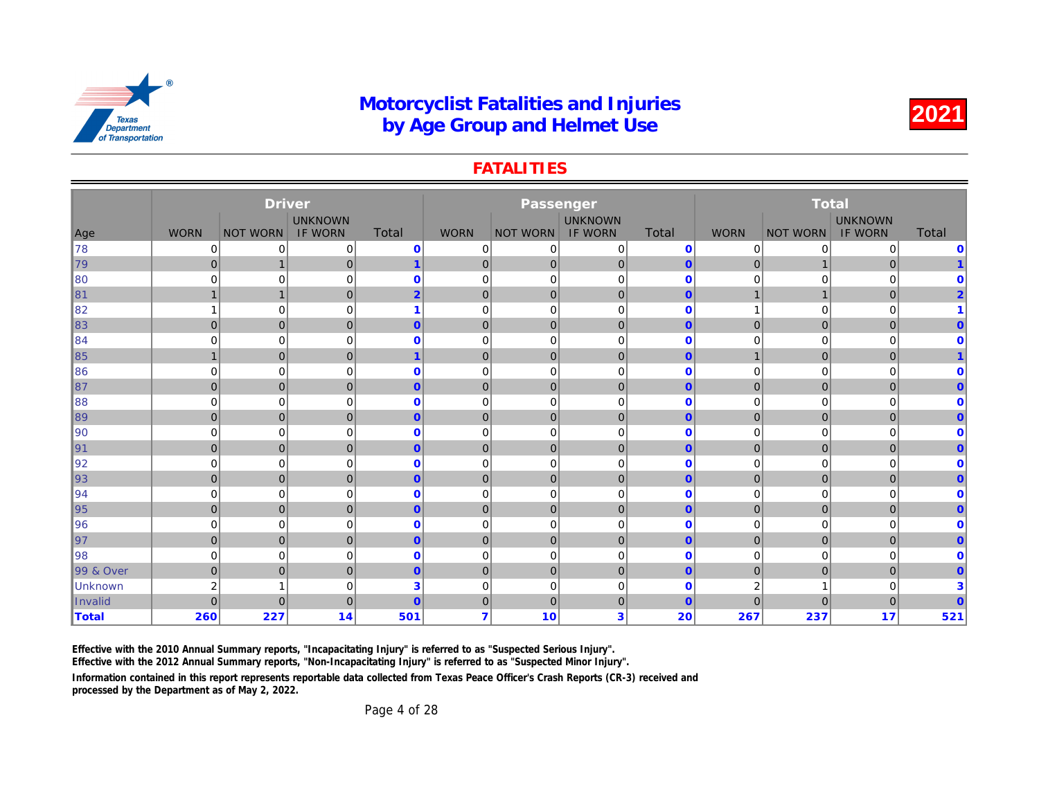# Motorcyclist Fatalities and Injuries by Age Group and Helmet Use

**2021**

## FATALITIES

| Age | Driver | | | | Passenger | | | | Total | | | |
|---|---|---|---|---|---|---|---|---|---|---|---|---|
| | WORN | NOT WORN | UNKNOWN IF WORN | Total | WORN | NOT WORN | UNKNOWN IF WORN | Total | WORN | NOT WORN | UNKNOWN IF WORN | Total |
| 78 | 0 | 0 | 0 | **0** | 0 | 0 | 0 | **0** | 0 | 0 | 0 | **0** |
| 79 | 0 | 1 | 0 | **1** | 0 | 0 | 0 | **0** | 0 | 1 | 0 | **1** |
| 80 | 0 | 0 | 0 | **0** | 0 | 0 | 0 | **0** | 0 | 0 | 0 | **0** |
| 81 | 1 | 1 | 0 | **2** | 0 | 0 | 0 | **0** | 1 | 1 | 0 | **2** |
| 82 | 1 | 0 | 0 | **1** | 0 | 0 | 0 | **0** | 1 | 0 | 0 | **1** |
| 83 | 0 | 0 | 0 | **0** | 0 | 0 | 0 | **0** | 0 | 0 | 0 | **0** |
| 84 | 0 | 0 | 0 | **0** | 0 | 0 | 0 | **0** | 0 | 0 | 0 | **0** |
| 85 | 1 | 0 | 0 | **1** | 0 | 0 | 0 | **0** | 1 | 0 | 0 | **1** |
| 86 | 0 | 0 | 0 | **0** | 0 | 0 | 0 | **0** | 0 | 0 | 0 | **0** |
| 87 | 0 | 0 | 0 | **0** | 0 | 0 | 0 | **0** | 0 | 0 | 0 | **0** |
| 88 | 0 | 0 | 0 | **0** | 0 | 0 | 0 | **0** | 0 | 0 | 0 | **0** |
| 89 | 0 | 0 | 0 | **0** | 0 | 0 | 0 | **0** | 0 | 0 | 0 | **0** |
| 90 | 0 | 0 | 0 | **0** | 0 | 0 | 0 | **0** | 0 | 0 | 0 | **0** |
| 91 | 0 | 0 | 0 | **0** | 0 | 0 | 0 | **0** | 0 | 0 | 0 | **0** |
| 92 | 0 | 0 | 0 | **0** | 0 | 0 | 0 | **0** | 0 | 0 | 0 | **0** |
| 93 | 0 | 0 | 0 | **0** | 0 | 0 | 0 | **0** | 0 | 0 | 0 | **0** |
| 94 | 0 | 0 | 0 | **0** | 0 | 0 | 0 | **0** | 0 | 0 | 0 | **0** |
| 95 | 0 | 0 | 0 | **0** | 0 | 0 | 0 | **0** | 0 | 0 | 0 | **0** |
| 96 | 0 | 0 | 0 | **0** | 0 | 0 | 0 | **0** | 0 | 0 | 0 | **0** |
| 97 | 0 | 0 | 0 | **0** | 0 | 0 | 0 | **0** | 0 | 0 | 0 | **0** |
| 98 | 0 | 0 | 0 | **0** | 0 | 0 | 0 | **0** | 0 | 0 | 0 | **0** |
| 99 & Over | 0 | 0 | 0 | **0** | 0 | 0 | 0 | **0** | 0 | 0 | 0 | **0** |
| Unknown | 2 | 1 | 0 | **3** | 0 | 0 | 0 | **0** | 2 | 1 | 0 | **3** |
| Invalid | 0 | 0 | 0 | **0** | 0 | 0 | 0 | **0** | 0 | 0 | 0 | **0** |
| **Total** | **260** | **227** | **14** | **501** | **7** | **10** | **3** | **20** | **267** | **237** | **17** | **521** |

Effective with the 2010 Annual Summary reports, "Incapacitating Injury" is referred to as "Suspected Serious Injury".
Effective with the 2012 Annual Summary reports, "Non-Incapacitating Injury" is referred to as "Suspected Minor Injury".

Information contained in this report represents reportable data collected from Texas Peace Officer's Crash Reports (CR-3) received and processed by the Department as of May 2, 2022.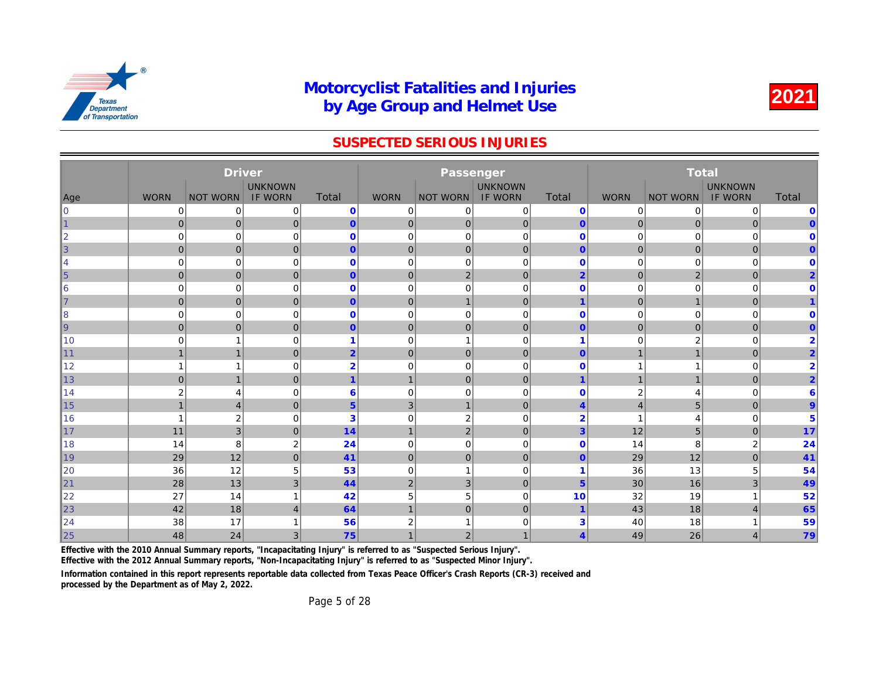# Motorcyclist Fatalities and Injuries by Age Group and Helmet Use

**2021**

## SUSPECTED SERIOUS INJURIES

| Age | Driver | | | | Passenger | | | | Total | | | |
|---|---|---|---|---|---|---|---|---|---|---|---|---|
| | WORN | NOT WORN | UNKNOWN IF WORN | Total | WORN | NOT WORN | UNKNOWN IF WORN | Total | WORN | NOT WORN | UNKNOWN IF WORN | Total |
| 0 | 0 | 0 | 0 | **0** | 0 | 0 | 0 | **0** | 0 | 0 | 0 | **0** |
| 1 | 0 | 0 | 0 | **0** | 0 | 0 | 0 | **0** | 0 | 0 | 0 | **0** |
| 2 | 0 | 0 | 0 | **0** | 0 | 0 | 0 | **0** | 0 | 0 | 0 | **0** |
| 3 | 0 | 0 | 0 | **0** | 0 | 0 | 0 | **0** | 0 | 0 | 0 | **0** |
| 4 | 0 | 0 | 0 | **0** | 0 | 0 | 0 | **0** | 0 | 0 | 0 | **0** |
| 5 | 0 | 0 | 0 | **0** | 0 | 2 | 0 | **2** | 0 | 2 | 0 | **2** |
| 6 | 0 | 0 | 0 | **0** | 0 | 0 | 0 | **0** | 0 | 0 | 0 | **0** |
| 7 | 0 | 0 | 0 | **0** | 0 | 1 | 0 | **1** | 0 | 1 | 0 | **1** |
| 8 | 0 | 0 | 0 | **0** | 0 | 0 | 0 | **0** | 0 | 0 | 0 | **0** |
| 9 | 0 | 0 | 0 | **0** | 0 | 0 | 0 | **0** | 0 | 0 | 0 | **0** |
| 10 | 0 | 1 | 0 | **1** | 0 | 1 | 0 | **1** | 0 | 2 | 0 | **2** |
| 11 | 1 | 1 | 0 | **2** | 0 | 0 | 0 | **0** | 1 | 1 | 0 | **2** |
| 12 | 1 | 1 | 0 | **2** | 0 | 0 | 0 | **0** | 1 | 1 | 0 | **2** |
| 13 | 0 | 1 | 0 | **1** | 1 | 0 | 0 | **1** | 1 | 1 | 0 | **2** |
| 14 | 2 | 4 | 0 | **6** | 0 | 0 | 0 | **0** | 2 | 4 | 0 | **6** |
| 15 | 1 | 4 | 0 | **5** | 3 | 1 | 0 | **4** | 4 | 5 | 0 | **9** |
| 16 | 1 | 2 | 0 | **3** | 0 | 2 | 0 | **2** | 1 | 4 | 0 | **5** |
| 17 | 11 | 3 | 0 | **14** | 1 | 2 | 0 | **3** | 12 | 5 | 0 | **17** |
| 18 | 14 | 8 | 2 | **24** | 0 | 0 | 0 | **0** | 14 | 8 | 2 | **24** |
| 19 | 29 | 12 | 0 | **41** | 0 | 0 | 0 | **0** | 29 | 12 | 0 | **41** |
| 20 | 36 | 12 | 5 | **53** | 0 | 1 | 0 | **1** | 36 | 13 | 5 | **54** |
| 21 | 28 | 13 | 3 | **44** | 2 | 3 | 0 | **5** | 30 | 16 | 3 | **49** |
| 22 | 27 | 14 | 1 | **42** | 5 | 5 | 0 | **10** | 32 | 19 | 1 | **52** |
| 23 | 42 | 18 | 4 | **64** | 1 | 0 | 0 | **1** | 43 | 18 | 4 | **65** |
| 24 | 38 | 17 | 1 | **56** | 2 | 1 | 0 | **3** | 40 | 18 | 1 | **59** |
| 25 | 48 | 24 | 3 | **75** | 1 | 2 | 1 | **4** | 49 | 26 | 4 | **79** |

**Effective with the 2010 Annual Summary reports, "Incapacitating Injury" is referred to as "Suspected Serious Injury".**

**Effective with the 2012 Annual Summary reports, "Non-Incapacitating Injury" is referred to as "Suspected Minor Injury".**

**Information contained in this report represents reportable data collected from Texas Peace Officer's Crash Reports (CR-3) received and processed by the Department as of May 2, 2022.**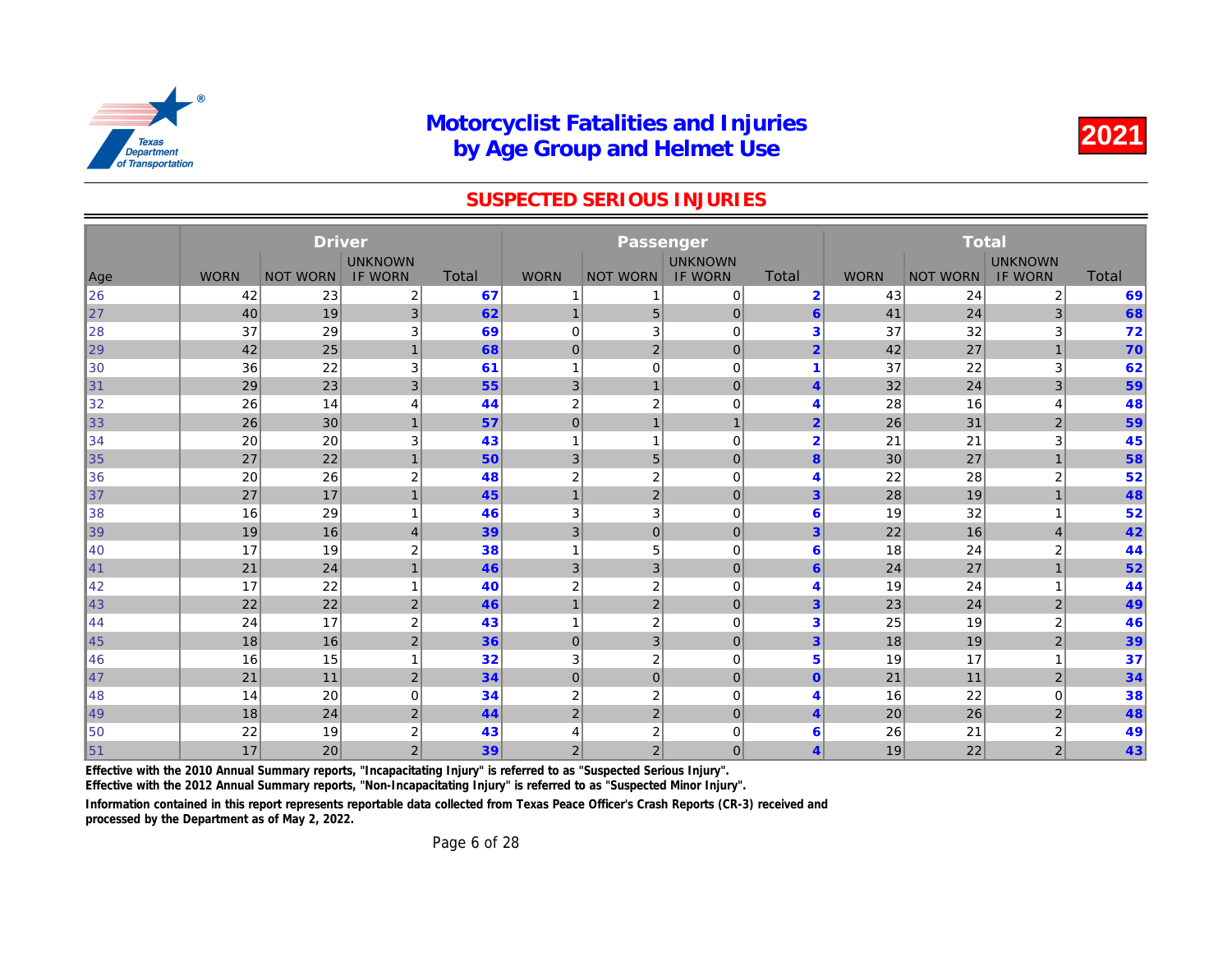# Motorcyclist Fatalities and Injuries by Age Group and Helmet Use

**2021**

## SUSPECTED SERIOUS INJURIES

| Age | Driver | | | | Passenger | | | | Total | | | |
|---|---|---|---|---|---|---|---|---|---|---|---|---|
| | WORN | NOT WORN | UNKNOWN IF WORN | Total | WORN | NOT WORN | UNKNOWN IF WORN | Total | WORN | NOT WORN | UNKNOWN IF WORN | Total |
| 26 | 42 | 23 | 2 | 67 | 1 | 1 | 0 | 2 | 43 | 24 | 2 | 69 |
| 27 | 40 | 19 | 3 | 62 | 1 | 5 | 0 | 6 | 41 | 24 | 3 | 68 |
| 28 | 37 | 29 | 3 | 69 | 0 | 3 | 0 | 3 | 37 | 32 | 3 | 72 |
| 29 | 42 | 25 | 1 | 68 | 0 | 2 | 0 | 2 | 42 | 27 | 1 | 70 |
| 30 | 36 | 22 | 3 | 61 | 1 | 0 | 0 | 1 | 37 | 22 | 3 | 62 |
| 31 | 29 | 23 | 3 | 55 | 3 | 1 | 0 | 4 | 32 | 24 | 3 | 59 |
| 32 | 26 | 14 | 4 | 44 | 2 | 2 | 0 | 4 | 28 | 16 | 4 | 48 |
| 33 | 26 | 30 | 1 | 57 | 0 | 1 | 1 | 2 | 26 | 31 | 2 | 59 |
| 34 | 20 | 20 | 3 | 43 | 1 | 1 | 0 | 2 | 21 | 21 | 3 | 45 |
| 35 | 27 | 22 | 1 | 50 | 3 | 5 | 0 | 8 | 30 | 27 | 1 | 58 |
| 36 | 20 | 26 | 2 | 48 | 2 | 2 | 0 | 4 | 22 | 28 | 2 | 52 |
| 37 | 27 | 17 | 1 | 45 | 1 | 2 | 0 | 3 | 28 | 19 | 1 | 48 |
| 38 | 16 | 29 | 1 | 46 | 3 | 3 | 0 | 6 | 19 | 32 | 1 | 52 |
| 39 | 19 | 16 | 4 | 39 | 3 | 0 | 0 | 3 | 22 | 16 | 4 | 42 |
| 40 | 17 | 19 | 2 | 38 | 1 | 5 | 0 | 6 | 18 | 24 | 2 | 44 |
| 41 | 21 | 24 | 1 | 46 | 3 | 3 | 0 | 6 | 24 | 27 | 1 | 52 |
| 42 | 17 | 22 | 1 | 40 | 2 | 2 | 0 | 4 | 19 | 24 | 1 | 44 |
| 43 | 22 | 22 | 2 | 46 | 1 | 2 | 0 | 3 | 23 | 24 | 2 | 49 |
| 44 | 24 | 17 | 2 | 43 | 1 | 2 | 0 | 3 | 25 | 19 | 2 | 46 |
| 45 | 18 | 16 | 2 | 36 | 0 | 3 | 0 | 3 | 18 | 19 | 2 | 39 |
| 46 | 16 | 15 | 1 | 32 | 3 | 2 | 0 | 5 | 19 | 17 | 1 | 37 |
| 47 | 21 | 11 | 2 | 34 | 0 | 0 | 0 | 0 | 21 | 11 | 2 | 34 |
| 48 | 14 | 20 | 0 | 34 | 2 | 2 | 0 | 4 | 16 | 22 | 0 | 38 |
| 49 | 18 | 24 | 2 | 44 | 2 | 2 | 0 | 4 | 20 | 26 | 2 | 48 |
| 50 | 22 | 19 | 2 | 43 | 4 | 2 | 0 | 6 | 26 | 21 | 2 | 49 |
| 51 | 17 | 20 | 2 | 39 | 2 | 2 | 0 | 4 | 19 | 22 | 2 | 43 |

**Effective with the 2010 Annual Summary reports, "Incapacitating Injury" is referred to as "Suspected Serious Injury".**

**Effective with the 2012 Annual Summary reports, "Non-Incapacitating Injury" is referred to as "Suspected Minor Injury".**

**Information contained in this report represents reportable data collected from Texas Peace Officer's Crash Reports (CR-3) received and processed by the Department as of May 2, 2022.**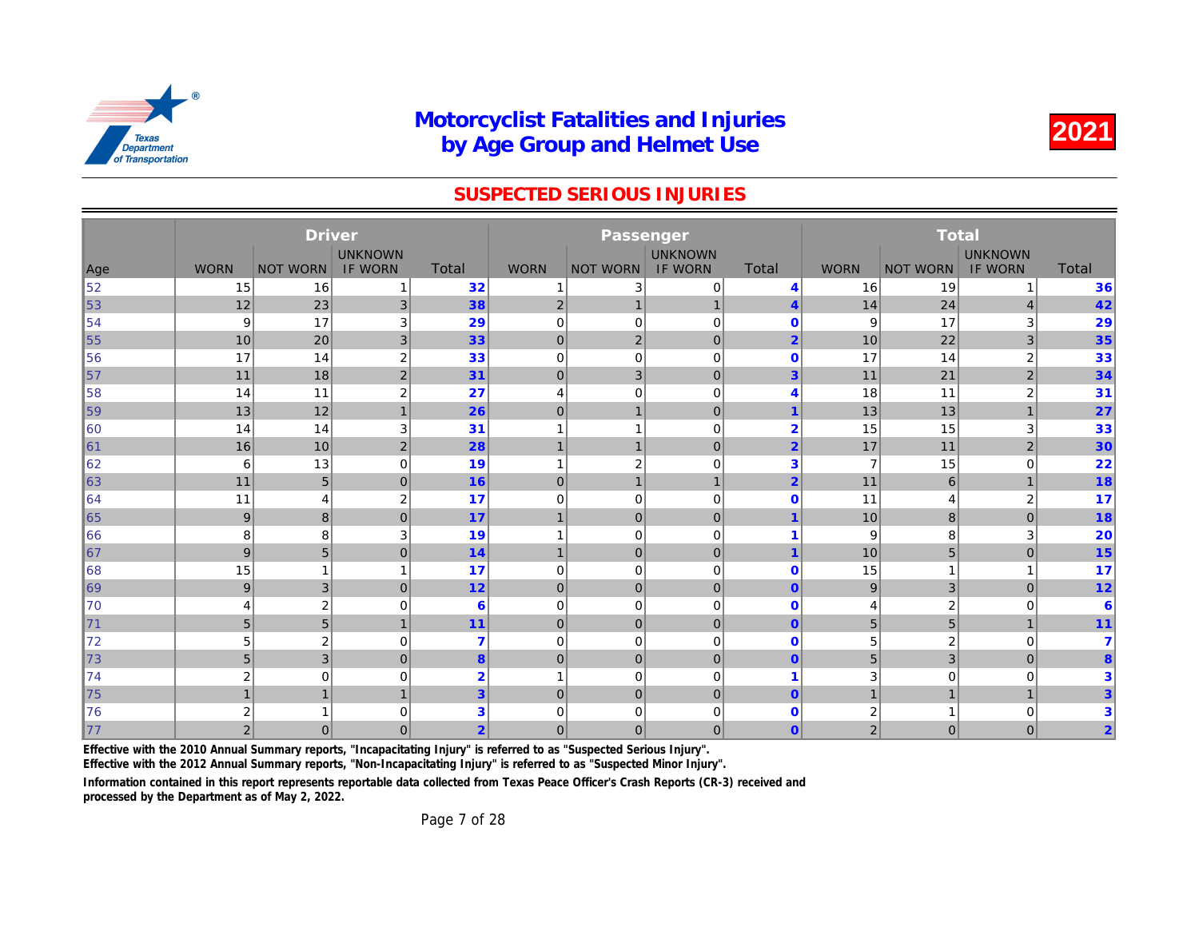# Motorcyclist Fatalities and Injuries by Age Group and Helmet Use

**2021**

## SUSPECTED SERIOUS INJURIES

| Age | Driver | | | | Passenger | | | | Total | | | |
|---|---|---|---|---|---|---|---|---|---|---|---|---|
| | WORN | NOT WORN | UNKNOWN IF WORN | Total | WORN | NOT WORN | UNKNOWN IF WORN | Total | WORN | NOT WORN | UNKNOWN IF WORN | Total |
| 52 | 15 | 16 | 1 | 32 | 1 | 3 | 0 | 4 | 16 | 19 | 1 | 36 |
| 53 | 12 | 23 | 3 | 38 | 2 | 1 | 1 | 4 | 14 | 24 | 4 | 42 |
| 54 | 9 | 17 | 3 | 29 | 0 | 0 | 0 | 0 | 9 | 17 | 3 | 29 |
| 55 | 10 | 20 | 3 | 33 | 0 | 2 | 0 | 2 | 10 | 22 | 3 | 35 |
| 56 | 17 | 14 | 2 | 33 | 0 | 0 | 0 | 0 | 17 | 14 | 2 | 33 |
| 57 | 11 | 18 | 2 | 31 | 0 | 3 | 0 | 3 | 11 | 21 | 2 | 34 |
| 58 | 14 | 11 | 2 | 27 | 4 | 0 | 0 | 4 | 18 | 11 | 2 | 31 |
| 59 | 13 | 12 | 1 | 26 | 0 | 1 | 0 | 1 | 13 | 13 | 1 | 27 |
| 60 | 14 | 14 | 3 | 31 | 1 | 1 | 0 | 2 | 15 | 15 | 3 | 33 |
| 61 | 16 | 10 | 2 | 28 | 1 | 1 | 0 | 2 | 17 | 11 | 2 | 30 |
| 62 | 6 | 13 | 0 | 19 | 1 | 2 | 0 | 3 | 7 | 15 | 0 | 22 |
| 63 | 11 | 5 | 0 | 16 | 0 | 1 | 1 | 2 | 11 | 6 | 1 | 18 |
| 64 | 11 | 4 | 2 | 17 | 0 | 0 | 0 | 0 | 11 | 4 | 2 | 17 |
| 65 | 9 | 8 | 0 | 17 | 1 | 0 | 0 | 1 | 10 | 8 | 0 | 18 |
| 66 | 8 | 8 | 3 | 19 | 1 | 0 | 0 | 1 | 9 | 8 | 3 | 20 |
| 67 | 9 | 5 | 0 | 14 | 1 | 0 | 0 | 1 | 10 | 5 | 0 | 15 |
| 68 | 15 | 1 | 1 | 17 | 0 | 0 | 0 | 0 | 15 | 1 | 1 | 17 |
| 69 | 9 | 3 | 0 | 12 | 0 | 0 | 0 | 0 | 9 | 3 | 0 | 12 |
| 70 | 4 | 2 | 0 | 6 | 0 | 0 | 0 | 0 | 4 | 2 | 0 | 6 |
| 71 | 5 | 5 | 1 | 11 | 0 | 0 | 0 | 0 | 5 | 5 | 1 | 11 |
| 72 | 5 | 2 | 0 | 7 | 0 | 0 | 0 | 0 | 5 | 2 | 0 | 7 |
| 73 | 5 | 3 | 0 | 8 | 0 | 0 | 0 | 0 | 5 | 3 | 0 | 8 |
| 74 | 2 | 0 | 0 | 2 | 1 | 0 | 0 | 1 | 3 | 0 | 0 | 3 |
| 75 | 1 | 1 | 1 | 3 | 0 | 0 | 0 | 0 | 1 | 1 | 1 | 3 |
| 76 | 2 | 1 | 0 | 3 | 0 | 0 | 0 | 0 | 2 | 1 | 0 | 3 |
| 77 | 2 | 0 | 0 | 2 | 0 | 0 | 0 | 0 | 2 | 0 | 0 | 2 |

**Effective with the 2010 Annual Summary reports, "Incapacitating Injury" is referred to as "Suspected Serious Injury".**
**Effective with the 2012 Annual Summary reports, "Non-Incapacitating Injury" is referred to as "Suspected Minor Injury".**

**Information contained in this report represents reportable data collected from Texas Peace Officer's Crash Reports (CR-3) received and processed by the Department as of May 2, 2022.**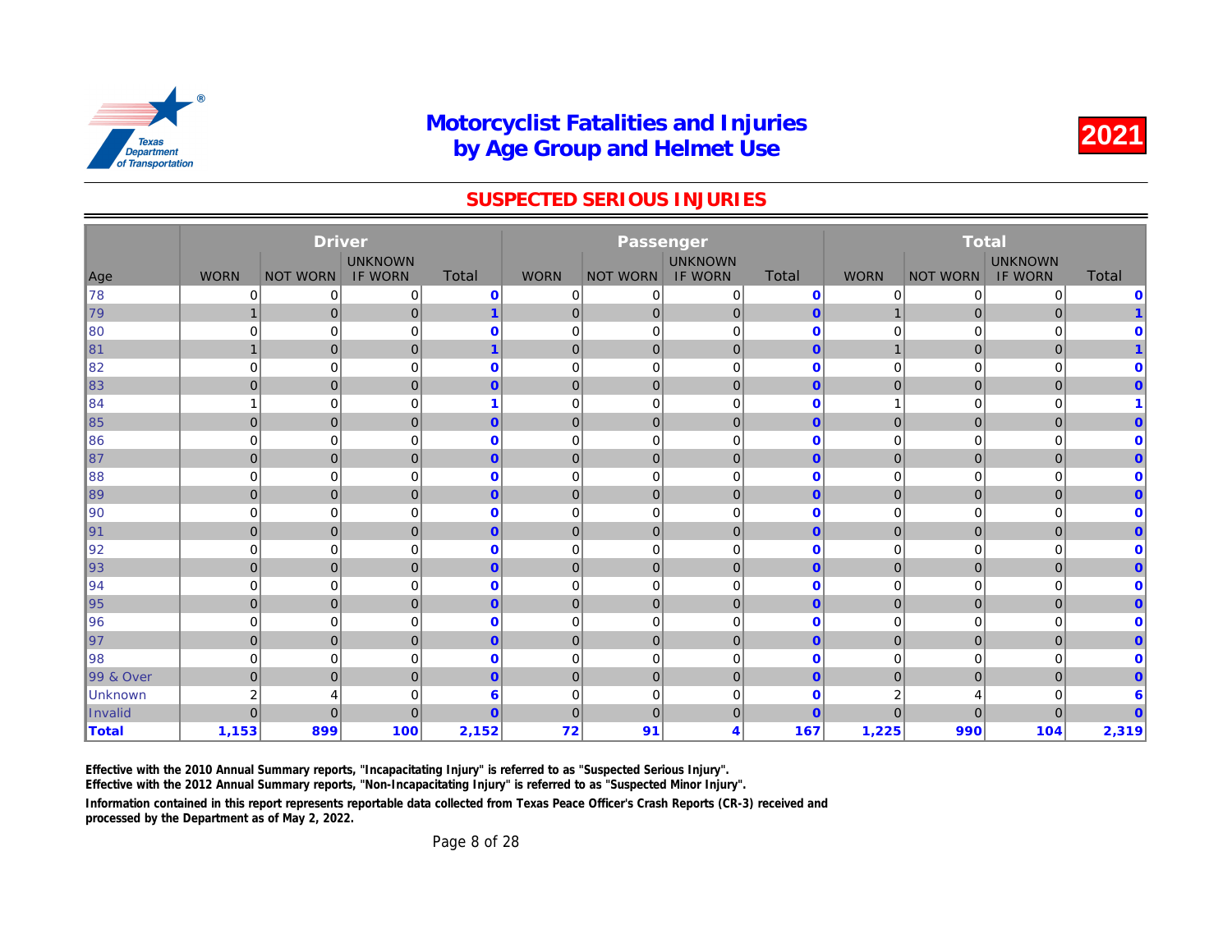# Motorcyclist Fatalities and Injuries by Age Group and Helmet Use

**2021**

## SUSPECTED SERIOUS INJURIES

| | Driver | | | | Passenger | | | | Total | | | |
|---|---|---|---|---|---|---|---|---|---|---|---|---|
| Age | WORN | NOT WORN | UNKNOWN IF WORN | Total | WORN | NOT WORN | UNKNOWN IF WORN | Total | WORN | NOT WORN | UNKNOWN IF WORN | Total |
| 78 | 0 | 0 | 0 | 0 | 0 | 0 | 0 | 0 | 0 | 0 | 0 | 0 |
| 79 | 1 | 0 | 0 | 1 | 0 | 0 | 0 | 0 | 1 | 0 | 0 | 1 |
| 80 | 0 | 0 | 0 | 0 | 0 | 0 | 0 | 0 | 0 | 0 | 0 | 0 |
| 81 | 1 | 0 | 0 | 1 | 0 | 0 | 0 | 0 | 1 | 0 | 0 | 1 |
| 82 | 0 | 0 | 0 | 0 | 0 | 0 | 0 | 0 | 0 | 0 | 0 | 0 |
| 83 | 0 | 0 | 0 | 0 | 0 | 0 | 0 | 0 | 0 | 0 | 0 | 0 |
| 84 | 1 | 0 | 0 | 1 | 0 | 0 | 0 | 0 | 1 | 0 | 0 | 1 |
| 85 | 0 | 0 | 0 | 0 | 0 | 0 | 0 | 0 | 0 | 0 | 0 | 0 |
| 86 | 0 | 0 | 0 | 0 | 0 | 0 | 0 | 0 | 0 | 0 | 0 | 0 |
| 87 | 0 | 0 | 0 | 0 | 0 | 0 | 0 | 0 | 0 | 0 | 0 | 0 |
| 88 | 0 | 0 | 0 | 0 | 0 | 0 | 0 | 0 | 0 | 0 | 0 | 0 |
| 89 | 0 | 0 | 0 | 0 | 0 | 0 | 0 | 0 | 0 | 0 | 0 | 0 |
| 90 | 0 | 0 | 0 | 0 | 0 | 0 | 0 | 0 | 0 | 0 | 0 | 0 |
| 91 | 0 | 0 | 0 | 0 | 0 | 0 | 0 | 0 | 0 | 0 | 0 | 0 |
| 92 | 0 | 0 | 0 | 0 | 0 | 0 | 0 | 0 | 0 | 0 | 0 | 0 |
| 93 | 0 | 0 | 0 | 0 | 0 | 0 | 0 | 0 | 0 | 0 | 0 | 0 |
| 94 | 0 | 0 | 0 | 0 | 0 | 0 | 0 | 0 | 0 | 0 | 0 | 0 |
| 95 | 0 | 0 | 0 | 0 | 0 | 0 | 0 | 0 | 0 | 0 | 0 | 0 |
| 96 | 0 | 0 | 0 | 0 | 0 | 0 | 0 | 0 | 0 | 0 | 0 | 0 |
| 97 | 0 | 0 | 0 | 0 | 0 | 0 | 0 | 0 | 0 | 0 | 0 | 0 |
| 98 | 0 | 0 | 0 | 0 | 0 | 0 | 0 | 0 | 0 | 0 | 0 | 0 |
| 99 & Over | 0 | 0 | 0 | 0 | 0 | 0 | 0 | 0 | 0 | 0 | 0 | 0 |
| Unknown | 2 | 4 | 0 | 6 | 0 | 0 | 0 | 0 | 2 | 4 | 0 | 6 |
| Invalid | 0 | 0 | 0 | 0 | 0 | 0 | 0 | 0 | 0 | 0 | 0 | 0 |
| **Total** | **1,153** | **899** | **100** | **2,152** | **72** | **91** | **4** | **167** | **1,225** | **990** | **104** | **2,319** |

Effective with the 2010 Annual Summary reports, "Incapacitating Injury" is referred to as "Suspected Serious Injury".
Effective with the 2012 Annual Summary reports, "Non-Incapacitating Injury" is referred to as "Suspected Minor Injury".

Information contained in this report represents reportable data collected from Texas Peace Officer's Crash Reports (CR-3) received and processed by the Department as of May 2, 2022.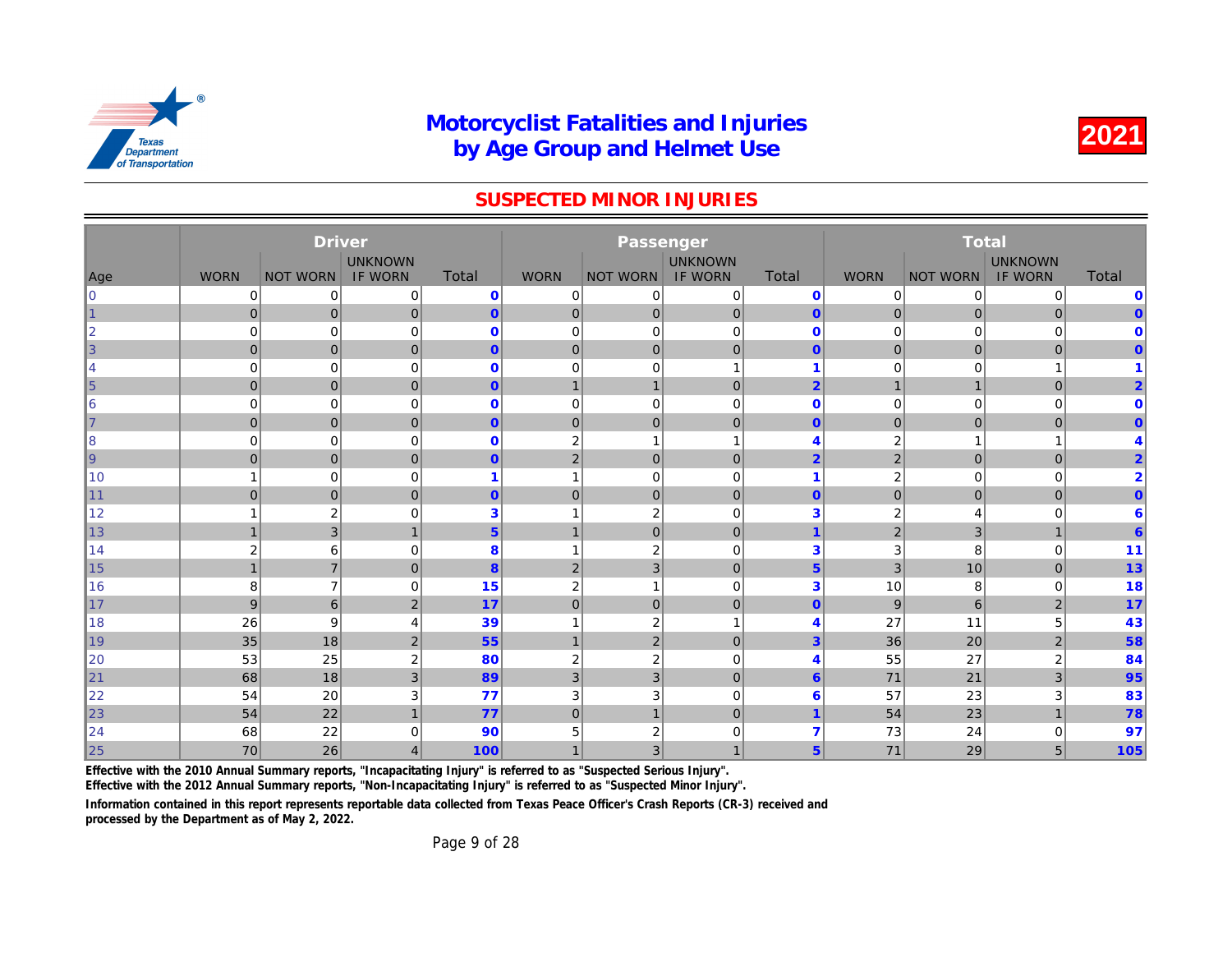# Motorcyclist Fatalities and Injuries by Age Group and Helmet Use

**2021**

## SUSPECTED MINOR INJURIES

| Age | Driver | | | | Passenger | | | | Total | | | |
|---|---|---|---|---|---|---|---|---|---|---|---|---|
| | WORN | NOT WORN | UNKNOWN IF WORN | Total | WORN | NOT WORN | UNKNOWN IF WORN | Total | WORN | NOT WORN | UNKNOWN IF WORN | Total |
| 0 | 0 | 0 | 0 | 0 | 0 | 0 | 0 | 0 | 0 | 0 | 0 | 0 |
| 1 | 0 | 0 | 0 | 0 | 0 | 0 | 0 | 0 | 0 | 0 | 0 | 0 |
| 2 | 0 | 0 | 0 | 0 | 0 | 0 | 0 | 0 | 0 | 0 | 0 | 0 |
| 3 | 0 | 0 | 0 | 0 | 0 | 0 | 0 | 0 | 0 | 0 | 0 | 0 |
| 4 | 0 | 0 | 0 | 0 | 0 | 0 | 1 | 1 | 0 | 0 | 1 | 1 |
| 5 | 0 | 0 | 0 | 0 | 1 | 1 | 0 | 2 | 1 | 1 | 0 | 2 |
| 6 | 0 | 0 | 0 | 0 | 0 | 0 | 0 | 0 | 0 | 0 | 0 | 0 |
| 7 | 0 | 0 | 0 | 0 | 0 | 0 | 0 | 0 | 0 | 0 | 0 | 0 |
| 8 | 0 | 0 | 0 | 0 | 2 | 1 | 1 | 4 | 2 | 1 | 1 | 4 |
| 9 | 0 | 0 | 0 | 0 | 2 | 0 | 0 | 2 | 2 | 0 | 0 | 2 |
| 10 | 1 | 0 | 0 | 1 | 1 | 0 | 0 | 1 | 2 | 0 | 0 | 2 |
| 11 | 0 | 0 | 0 | 0 | 0 | 0 | 0 | 0 | 0 | 0 | 0 | 0 |
| 12 | 1 | 2 | 0 | 3 | 1 | 2 | 0 | 3 | 2 | 4 | 0 | 6 |
| 13 | 1 | 3 | 1 | 5 | 1 | 0 | 0 | 1 | 2 | 3 | 1 | 6 |
| 14 | 2 | 6 | 0 | 8 | 1 | 2 | 0 | 3 | 3 | 8 | 0 | 11 |
| 15 | 1 | 7 | 0 | 8 | 2 | 3 | 0 | 5 | 3 | 10 | 0 | 13 |
| 16 | 8 | 7 | 0 | 15 | 2 | 1 | 0 | 3 | 10 | 8 | 0 | 18 |
| 17 | 9 | 6 | 2 | 17 | 0 | 0 | 0 | 0 | 9 | 6 | 2 | 17 |
| 18 | 26 | 9 | 4 | 39 | 1 | 2 | 1 | 4 | 27 | 11 | 5 | 43 |
| 19 | 35 | 18 | 2 | 55 | 1 | 2 | 0 | 3 | 36 | 20 | 2 | 58 |
| 20 | 53 | 25 | 2 | 80 | 2 | 2 | 0 | 4 | 55 | 27 | 2 | 84 |
| 21 | 68 | 18 | 3 | 89 | 3 | 3 | 0 | 6 | 71 | 21 | 3 | 95 |
| 22 | 54 | 20 | 3 | 77 | 3 | 3 | 0 | 6 | 57 | 23 | 3 | 83 |
| 23 | 54 | 22 | 1 | 77 | 0 | 1 | 0 | 1 | 54 | 23 | 1 | 78 |
| 24 | 68 | 22 | 0 | 90 | 5 | 2 | 0 | 7 | 73 | 24 | 0 | 97 |
| 25 | 70 | 26 | 4 | 100 | 1 | 3 | 1 | 5 | 71 | 29 | 5 | 105 |

**Effective with the 2010 Annual Summary reports, "Incapacitating Injury" is referred to as "Suspected Serious Injury".**

**Effective with the 2012 Annual Summary reports, "Non-Incapacitating Injury" is referred to as "Suspected Minor Injury".**

**Information contained in this report represents reportable data collected from Texas Peace Officer's Crash Reports (CR-3) received and processed by the Department as of May 2, 2022.**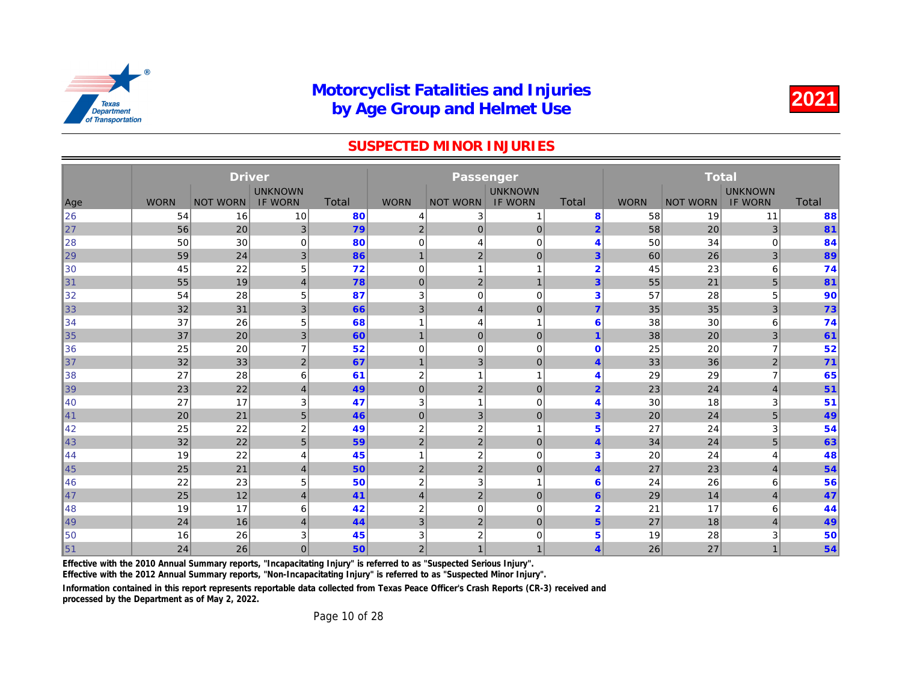# Motorcyclist Fatalities and Injuries by Age Group and Helmet Use

**2021**

## SUSPECTED MINOR INJURIES

| Age | Driver | | | | Passenger | | | | Total | | | |
|---|---|---|---|---|---|---|---|---|---|---|---|---|
| | WORN | NOT WORN | UNKNOWN IF WORN | Total | WORN | NOT WORN | UNKNOWN IF WORN | Total | WORN | NOT WORN | UNKNOWN IF WORN | Total |
| 26 | 54 | 16 | 10 | 80 | 4 | 3 | 1 | 8 | 58 | 19 | 11 | 88 |
| 27 | 56 | 20 | 3 | 79 | 2 | 0 | 0 | 2 | 58 | 20 | 3 | 81 |
| 28 | 50 | 30 | 0 | 80 | 0 | 4 | 0 | 4 | 50 | 34 | 0 | 84 |
| 29 | 59 | 24 | 3 | 86 | 1 | 2 | 0 | 3 | 60 | 26 | 3 | 89 |
| 30 | 45 | 22 | 5 | 72 | 0 | 1 | 1 | 2 | 45 | 23 | 6 | 74 |
| 31 | 55 | 19 | 4 | 78 | 0 | 2 | 1 | 3 | 55 | 21 | 5 | 81 |
| 32 | 54 | 28 | 5 | 87 | 3 | 0 | 0 | 3 | 57 | 28 | 5 | 90 |
| 33 | 32 | 31 | 3 | 66 | 3 | 4 | 0 | 7 | 35 | 35 | 3 | 73 |
| 34 | 37 | 26 | 5 | 68 | 1 | 4 | 1 | 6 | 38 | 30 | 6 | 74 |
| 35 | 37 | 20 | 3 | 60 | 1 | 0 | 0 | 1 | 38 | 20 | 3 | 61 |
| 36 | 25 | 20 | 7 | 52 | 0 | 0 | 0 | 0 | 25 | 20 | 7 | 52 |
| 37 | 32 | 33 | 2 | 67 | 1 | 3 | 0 | 4 | 33 | 36 | 2 | 71 |
| 38 | 27 | 28 | 6 | 61 | 2 | 1 | 1 | 4 | 29 | 29 | 7 | 65 |
| 39 | 23 | 22 | 4 | 49 | 0 | 2 | 0 | 2 | 23 | 24 | 4 | 51 |
| 40 | 27 | 17 | 3 | 47 | 3 | 1 | 0 | 4 | 30 | 18 | 3 | 51 |
| 41 | 20 | 21 | 5 | 46 | 0 | 3 | 0 | 3 | 20 | 24 | 5 | 49 |
| 42 | 25 | 22 | 2 | 49 | 2 | 2 | 1 | 5 | 27 | 24 | 3 | 54 |
| 43 | 32 | 22 | 5 | 59 | 2 | 2 | 0 | 4 | 34 | 24 | 5 | 63 |
| 44 | 19 | 22 | 4 | 45 | 1 | 2 | 0 | 3 | 20 | 24 | 4 | 48 |
| 45 | 25 | 21 | 4 | 50 | 2 | 2 | 0 | 4 | 27 | 23 | 4 | 54 |
| 46 | 22 | 23 | 5 | 50 | 2 | 3 | 1 | 6 | 24 | 26 | 6 | 56 |
| 47 | 25 | 12 | 4 | 41 | 4 | 2 | 0 | 6 | 29 | 14 | 4 | 47 |
| 48 | 19 | 17 | 6 | 42 | 2 | 0 | 0 | 2 | 21 | 17 | 6 | 44 |
| 49 | 24 | 16 | 4 | 44 | 3 | 2 | 0 | 5 | 27 | 18 | 4 | 49 |
| 50 | 16 | 26 | 3 | 45 | 3 | 2 | 0 | 5 | 19 | 28 | 3 | 50 |
| 51 | 24 | 26 | 0 | 50 | 2 | 1 | 1 | 4 | 26 | 27 | 1 | 54 |

**Effective with the 2010 Annual Summary reports, "Incapacitating Injury" is referred to as "Suspected Serious Injury".**

**Effective with the 2012 Annual Summary reports, "Non-Incapacitating Injury" is referred to as "Suspected Minor Injury".**

**Information contained in this report represents reportable data collected from Texas Peace Officer's Crash Reports (CR-3) received and processed by the Department as of May 2, 2022.**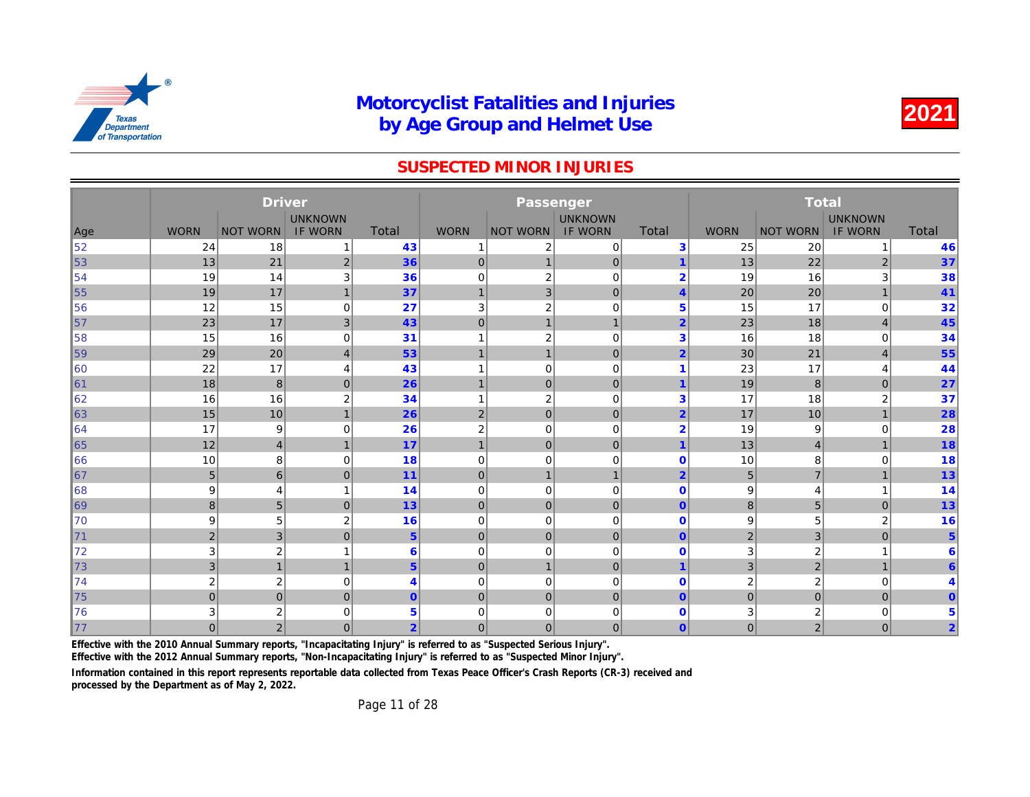# Motorcyclist Fatalities and Injuries by Age Group and Helmet Use

**2021**

## SUSPECTED MINOR INJURIES

| Age | Driver | | | | Passenger | | | | Total | | | |
|---|---|---|---|---|---|---|---|---|---|---|---|---|
| | WORN | NOT WORN | UNKNOWN IF WORN | Total | WORN | NOT WORN | UNKNOWN IF WORN | Total | WORN | NOT WORN | UNKNOWN IF WORN | Total |
| 52 | 24 | 18 | 1 | 43 | 1 | 2 | 0 | 3 | 25 | 20 | 1 | 46 |
| 53 | 13 | 21 | 2 | 36 | 0 | 1 | 0 | 1 | 13 | 22 | 2 | 37 |
| 54 | 19 | 14 | 3 | 36 | 0 | 2 | 0 | 2 | 19 | 16 | 3 | 38 |
| 55 | 19 | 17 | 1 | 37 | 1 | 3 | 0 | 4 | 20 | 20 | 1 | 41 |
| 56 | 12 | 15 | 0 | 27 | 3 | 2 | 0 | 5 | 15 | 17 | 0 | 32 |
| 57 | 23 | 17 | 3 | 43 | 0 | 1 | 1 | 2 | 23 | 18 | 4 | 45 |
| 58 | 15 | 16 | 0 | 31 | 1 | 2 | 0 | 3 | 16 | 18 | 0 | 34 |
| 59 | 29 | 20 | 4 | 53 | 1 | 1 | 0 | 2 | 30 | 21 | 4 | 55 |
| 60 | 22 | 17 | 4 | 43 | 1 | 0 | 0 | 1 | 23 | 17 | 4 | 44 |
| 61 | 18 | 8 | 0 | 26 | 1 | 0 | 0 | 1 | 19 | 8 | 0 | 27 |
| 62 | 16 | 16 | 2 | 34 | 1 | 2 | 0 | 3 | 17 | 18 | 2 | 37 |
| 63 | 15 | 10 | 1 | 26 | 2 | 0 | 0 | 2 | 17 | 10 | 1 | 28 |
| 64 | 17 | 9 | 0 | 26 | 2 | 0 | 0 | 2 | 19 | 9 | 0 | 28 |
| 65 | 12 | 4 | 1 | 17 | 1 | 0 | 0 | 1 | 13 | 4 | 1 | 18 |
| 66 | 10 | 8 | 0 | 18 | 0 | 0 | 0 | 0 | 10 | 8 | 0 | 18 |
| 67 | 5 | 6 | 0 | 11 | 0 | 1 | 1 | 2 | 5 | 7 | 1 | 13 |
| 68 | 9 | 4 | 1 | 14 | 0 | 0 | 0 | 0 | 9 | 4 | 1 | 14 |
| 69 | 8 | 5 | 0 | 13 | 0 | 0 | 0 | 0 | 8 | 5 | 0 | 13 |
| 70 | 9 | 5 | 2 | 16 | 0 | 0 | 0 | 0 | 9 | 5 | 2 | 16 |
| 71 | 2 | 3 | 0 | 5 | 0 | 0 | 0 | 0 | 2 | 3 | 0 | 5 |
| 72 | 3 | 2 | 1 | 6 | 0 | 0 | 0 | 0 | 3 | 2 | 1 | 6 |
| 73 | 3 | 1 | 1 | 5 | 0 | 1 | 0 | 1 | 3 | 2 | 1 | 6 |
| 74 | 2 | 2 | 0 | 4 | 0 | 0 | 0 | 0 | 2 | 2 | 0 | 4 |
| 75 | 0 | 0 | 0 | 0 | 0 | 0 | 0 | 0 | 0 | 0 | 0 | 0 |
| 76 | 3 | 2 | 0 | 5 | 0 | 0 | 0 | 0 | 3 | 2 | 0 | 5 |
| 77 | 0 | 2 | 0 | 2 | 0 | 0 | 0 | 0 | 0 | 2 | 0 | 2 |

**Effective with the 2010 Annual Summary reports, "Incapacitating Injury" is referred to as "Suspected Serious Injury".**
**Effective with the 2012 Annual Summary reports, "Non-Incapacitating Injury" is referred to as "Suspected Minor Injury".**

**Information contained in this report represents reportable data collected from Texas Peace Officer's Crash Reports (CR-3) received and processed by the Department as of May 2, 2022.**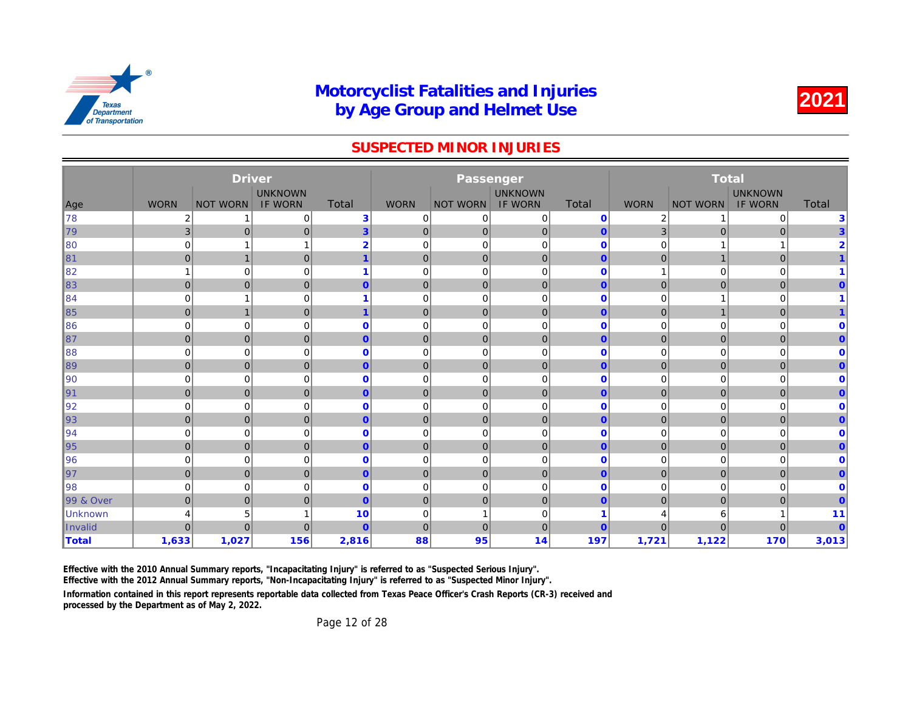# Motorcyclist Fatalities and Injuries by Age Group and Helmet Use

2021

## SUSPECTED MINOR INJURIES

| Age | Driver | | | | Passenger | | | | Total | | | |
|---|---|---|---|---|---|---|---|---|---|---|---|---|
| | WORN | NOT WORN | UNKNOWN IF WORN | Total | WORN | NOT WORN | UNKNOWN IF WORN | Total | WORN | NOT WORN | UNKNOWN IF WORN | Total |
| 78 | 2 | 1 | 0 | 3 | 0 | 0 | 0 | 0 | 2 | 1 | 0 | 3 |
| 79 | 3 | 0 | 0 | 3 | 0 | 0 | 0 | 0 | 3 | 0 | 0 | 3 |
| 80 | 0 | 1 | 1 | 2 | 0 | 0 | 0 | 0 | 0 | 1 | 1 | 2 |
| 81 | 0 | 1 | 0 | 1 | 0 | 0 | 0 | 0 | 0 | 1 | 0 | 1 |
| 82 | 1 | 0 | 0 | 1 | 0 | 0 | 0 | 0 | 1 | 0 | 0 | 1 |
| 83 | 0 | 0 | 0 | 0 | 0 | 0 | 0 | 0 | 0 | 0 | 0 | 0 |
| 84 | 0 | 1 | 0 | 1 | 0 | 0 | 0 | 0 | 0 | 1 | 0 | 1 |
| 85 | 0 | 1 | 0 | 1 | 0 | 0 | 0 | 0 | 0 | 1 | 0 | 1 |
| 86 | 0 | 0 | 0 | 0 | 0 | 0 | 0 | 0 | 0 | 0 | 0 | 0 |
| 87 | 0 | 0 | 0 | 0 | 0 | 0 | 0 | 0 | 0 | 0 | 0 | 0 |
| 88 | 0 | 0 | 0 | 0 | 0 | 0 | 0 | 0 | 0 | 0 | 0 | 0 |
| 89 | 0 | 0 | 0 | 0 | 0 | 0 | 0 | 0 | 0 | 0 | 0 | 0 |
| 90 | 0 | 0 | 0 | 0 | 0 | 0 | 0 | 0 | 0 | 0 | 0 | 0 |
| 91 | 0 | 0 | 0 | 0 | 0 | 0 | 0 | 0 | 0 | 0 | 0 | 0 |
| 92 | 0 | 0 | 0 | 0 | 0 | 0 | 0 | 0 | 0 | 0 | 0 | 0 |
| 93 | 0 | 0 | 0 | 0 | 0 | 0 | 0 | 0 | 0 | 0 | 0 | 0 |
| 94 | 0 | 0 | 0 | 0 | 0 | 0 | 0 | 0 | 0 | 0 | 0 | 0 |
| 95 | 0 | 0 | 0 | 0 | 0 | 0 | 0 | 0 | 0 | 0 | 0 | 0 |
| 96 | 0 | 0 | 0 | 0 | 0 | 0 | 0 | 0 | 0 | 0 | 0 | 0 |
| 97 | 0 | 0 | 0 | 0 | 0 | 0 | 0 | 0 | 0 | 0 | 0 | 0 |
| 98 | 0 | 0 | 0 | 0 | 0 | 0 | 0 | 0 | 0 | 0 | 0 | 0 |
| 99 & Over | 0 | 0 | 0 | 0 | 0 | 0 | 0 | 0 | 0 | 0 | 0 | 0 |
| Unknown | 4 | 5 | 1 | 10 | 0 | 1 | 0 | 1 | 4 | 6 | 1 | 11 |
| Invalid | 0 | 0 | 0 | 0 | 0 | 0 | 0 | 0 | 0 | 0 | 0 | 0 |
| **Total** | **1,633** | **1,027** | **156** | **2,816** | **88** | **95** | **14** | **197** | **1,721** | **1,122** | **170** | **3,013** |

Effective with the 2010 Annual Summary reports, "Incapacitating Injury" is referred to as "Suspected Serious Injury".
Effective with the 2012 Annual Summary reports, "Non-Incapacitating Injury" is referred to as "Suspected Minor Injury".

Information contained in this report represents reportable data collected from Texas Peace Officer's Crash Reports (CR-3) received and processed by the Department as of May 2, 2022.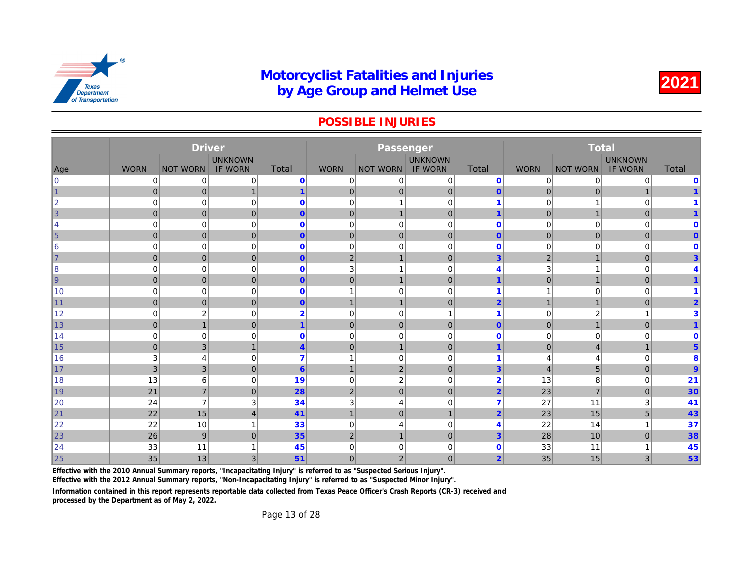# Motorcyclist Fatalities and Injuries by Age Group and Helmet Use

**2021**

## POSSIBLE INJURIES

| Age | Driver | | | | Passenger | | | | Total | | | |
|---|---|---|---|---|---|---|---|---|---|---|---|---|
| | WORN | NOT WORN | UNKNOWN IF WORN | Total | WORN | NOT WORN | UNKNOWN IF WORN | Total | WORN | NOT WORN | UNKNOWN IF WORN | Total |
| 0 | 0 | 0 | 0 | **0** | 0 | 0 | 0 | **0** | 0 | 0 | 0 | **0** |
| 1 | 0 | 0 | 1 | **1** | 0 | 0 | 0 | **0** | 0 | 0 | 1 | **1** |
| 2 | 0 | 0 | 0 | **0** | 0 | 1 | 0 | **1** | 0 | 1 | 0 | **1** |
| 3 | 0 | 0 | 0 | **0** | 0 | 1 | 0 | **1** | 0 | 1 | 0 | **1** |
| 4 | 0 | 0 | 0 | **0** | 0 | 0 | 0 | **0** | 0 | 0 | 0 | **0** |
| 5 | 0 | 0 | 0 | **0** | 0 | 0 | 0 | **0** | 0 | 0 | 0 | **0** |
| 6 | 0 | 0 | 0 | **0** | 0 | 0 | 0 | **0** | 0 | 0 | 0 | **0** |
| 7 | 0 | 0 | 0 | **0** | 2 | 1 | 0 | **3** | 2 | 1 | 0 | **3** |
| 8 | 0 | 0 | 0 | **0** | 3 | 1 | 0 | **4** | 3 | 1 | 0 | **4** |
| 9 | 0 | 0 | 0 | **0** | 0 | 1 | 0 | **1** | 0 | 1 | 0 | **1** |
| 10 | 0 | 0 | 0 | **0** | 1 | 0 | 0 | **1** | 1 | 0 | 0 | **1** |
| 11 | 0 | 0 | 0 | **0** | 1 | 1 | 0 | **2** | 1 | 1 | 0 | **2** |
| 12 | 0 | 2 | 0 | **2** | 0 | 0 | 1 | **1** | 0 | 2 | 1 | **3** |
| 13 | 0 | 1 | 0 | **1** | 0 | 0 | 0 | **0** | 0 | 1 | 0 | **1** |
| 14 | 0 | 0 | 0 | **0** | 0 | 0 | 0 | **0** | 0 | 0 | 0 | **0** |
| 15 | 0 | 3 | 1 | **4** | 0 | 1 | 0 | **1** | 0 | 4 | 1 | **5** |
| 16 | 3 | 4 | 0 | **7** | 1 | 0 | 0 | **1** | 4 | 4 | 0 | **8** |
| 17 | 3 | 3 | 0 | **6** | 1 | 2 | 0 | **3** | 4 | 5 | 0 | **9** |
| 18 | 13 | 6 | 0 | **19** | 0 | 2 | 0 | **2** | 13 | 8 | 0 | **21** |
| 19 | 21 | 7 | 0 | **28** | 2 | 0 | 0 | **2** | 23 | 7 | 0 | **30** |
| 20 | 24 | 7 | 3 | **34** | 3 | 4 | 0 | **7** | 27 | 11 | 3 | **41** |
| 21 | 22 | 15 | 4 | **41** | 1 | 0 | 1 | **2** | 23 | 15 | 5 | **43** |
| 22 | 22 | 10 | 1 | **33** | 0 | 4 | 0 | **4** | 22 | 14 | 1 | **37** |
| 23 | 26 | 9 | 0 | **35** | 2 | 1 | 0 | **3** | 28 | 10 | 0 | **38** |
| 24 | 33 | 11 | 1 | **45** | 0 | 0 | 0 | **0** | 33 | 11 | 1 | **45** |
| 25 | 35 | 13 | 3 | **51** | 0 | 2 | 0 | **2** | 35 | 15 | 3 | **53** |

**Effective with the 2010 Annual Summary reports, "Incapacitating Injury" is referred to as "Suspected Serious Injury".**

**Effective with the 2012 Annual Summary reports, "Non-Incapacitating Injury" is referred to as "Suspected Minor Injury".**

**Information contained in this report represents reportable data collected from Texas Peace Officer's Crash Reports (CR-3) received and processed by the Department as of May 2, 2022.**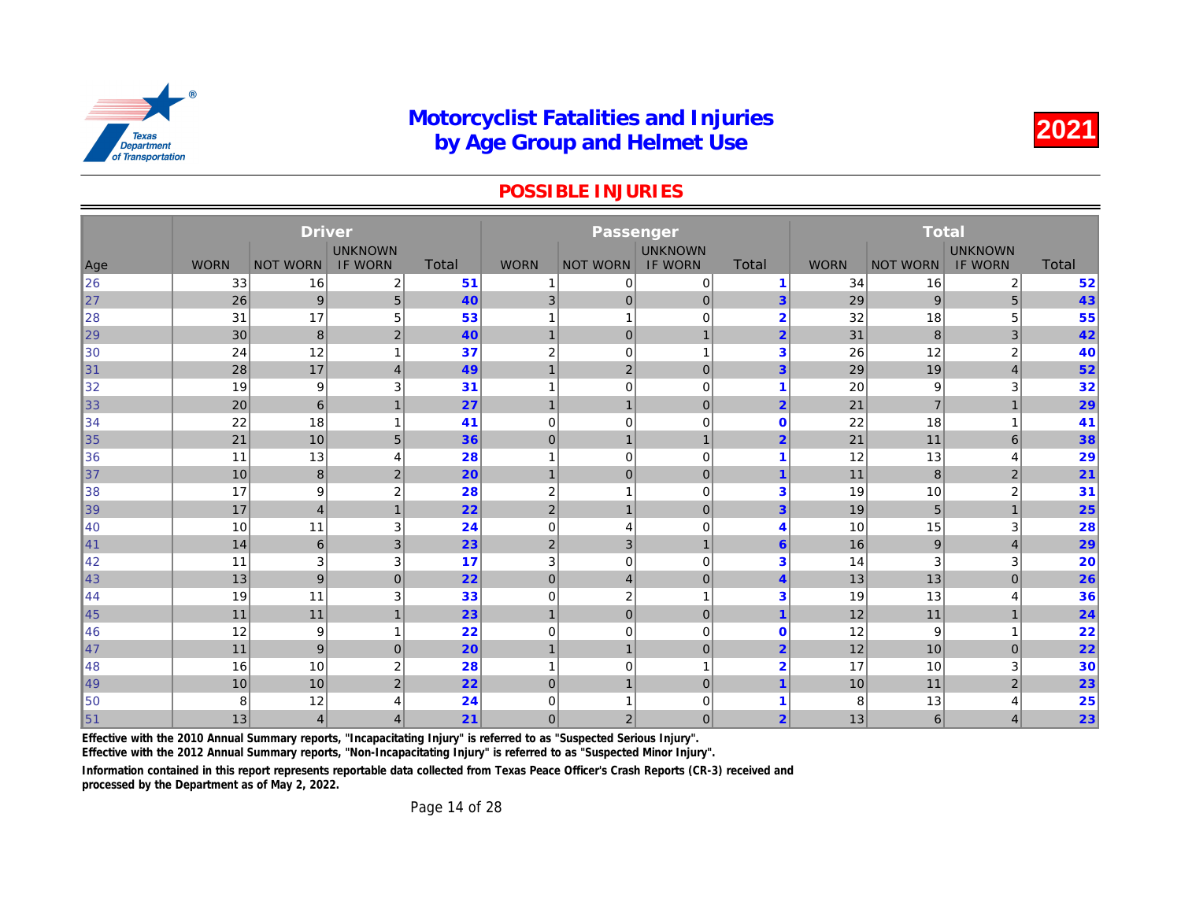# Motorcyclist Fatalities and Injuries by Age Group and Helmet Use

**2021**

## POSSIBLE INJURIES

| Age | Driver | | | | Passenger | | | | Total | | | |
|---|---|---|---|---|---|---|---|---|---|---|---|---|
| | WORN | NOT WORN | UNKNOWN IF WORN | Total | WORN | NOT WORN | UNKNOWN IF WORN | Total | WORN | NOT WORN | UNKNOWN IF WORN | Total |
| 26 | 33 | 16 | 2 | 51 | 1 | 0 | 0 | 1 | 34 | 16 | 2 | 52 |
| 27 | 26 | 9 | 5 | 40 | 3 | 0 | 0 | 3 | 29 | 9 | 5 | 43 |
| 28 | 31 | 17 | 5 | 53 | 1 | 1 | 0 | 2 | 32 | 18 | 5 | 55 |
| 29 | 30 | 8 | 2 | 40 | 1 | 0 | 1 | 2 | 31 | 8 | 3 | 42 |
| 30 | 24 | 12 | 1 | 37 | 2 | 0 | 1 | 3 | 26 | 12 | 2 | 40 |
| 31 | 28 | 17 | 4 | 49 | 1 | 2 | 0 | 3 | 29 | 19 | 4 | 52 |
| 32 | 19 | 9 | 3 | 31 | 1 | 0 | 0 | 1 | 20 | 9 | 3 | 32 |
| 33 | 20 | 6 | 1 | 27 | 1 | 1 | 0 | 2 | 21 | 7 | 1 | 29 |
| 34 | 22 | 18 | 1 | 41 | 0 | 0 | 0 | 0 | 22 | 18 | 1 | 41 |
| 35 | 21 | 10 | 5 | 36 | 0 | 1 | 1 | 2 | 21 | 11 | 6 | 38 |
| 36 | 11 | 13 | 4 | 28 | 1 | 0 | 0 | 1 | 12 | 13 | 4 | 29 |
| 37 | 10 | 8 | 2 | 20 | 1 | 0 | 0 | 1 | 11 | 8 | 2 | 21 |
| 38 | 17 | 9 | 2 | 28 | 2 | 1 | 0 | 3 | 19 | 10 | 2 | 31 |
| 39 | 17 | 4 | 1 | 22 | 2 | 1 | 0 | 3 | 19 | 5 | 1 | 25 |
| 40 | 10 | 11 | 3 | 24 | 0 | 4 | 0 | 4 | 10 | 15 | 3 | 28 |
| 41 | 14 | 6 | 3 | 23 | 2 | 3 | 1 | 6 | 16 | 9 | 4 | 29 |
| 42 | 11 | 3 | 3 | 17 | 3 | 0 | 0 | 3 | 14 | 3 | 3 | 20 |
| 43 | 13 | 9 | 0 | 22 | 0 | 4 | 0 | 4 | 13 | 13 | 0 | 26 |
| 44 | 19 | 11 | 3 | 33 | 0 | 2 | 1 | 3 | 19 | 13 | 4 | 36 |
| 45 | 11 | 11 | 1 | 23 | 1 | 0 | 0 | 1 | 12 | 11 | 1 | 24 |
| 46 | 12 | 9 | 1 | 22 | 0 | 0 | 0 | 0 | 12 | 9 | 1 | 22 |
| 47 | 11 | 9 | 0 | 20 | 1 | 1 | 0 | 2 | 12 | 10 | 0 | 22 |
| 48 | 16 | 10 | 2 | 28 | 1 | 0 | 1 | 2 | 17 | 10 | 3 | 30 |
| 49 | 10 | 10 | 2 | 22 | 0 | 1 | 0 | 1 | 10 | 11 | 2 | 23 |
| 50 | 8 | 12 | 4 | 24 | 0 | 1 | 0 | 1 | 8 | 13 | 4 | 25 |
| 51 | 13 | 4 | 4 | 21 | 0 | 2 | 0 | 2 | 13 | 6 | 4 | 23 |

**Effective with the 2010 Annual Summary reports, "Incapacitating Injury" is referred to as "Suspected Serious Injury".**
**Effective with the 2012 Annual Summary reports, "Non-Incapacitating Injury" is referred to as "Suspected Minor Injury".**

**Information contained in this report represents reportable data collected from Texas Peace Officer's Crash Reports (CR-3) received and processed by the Department as of May 2, 2022.**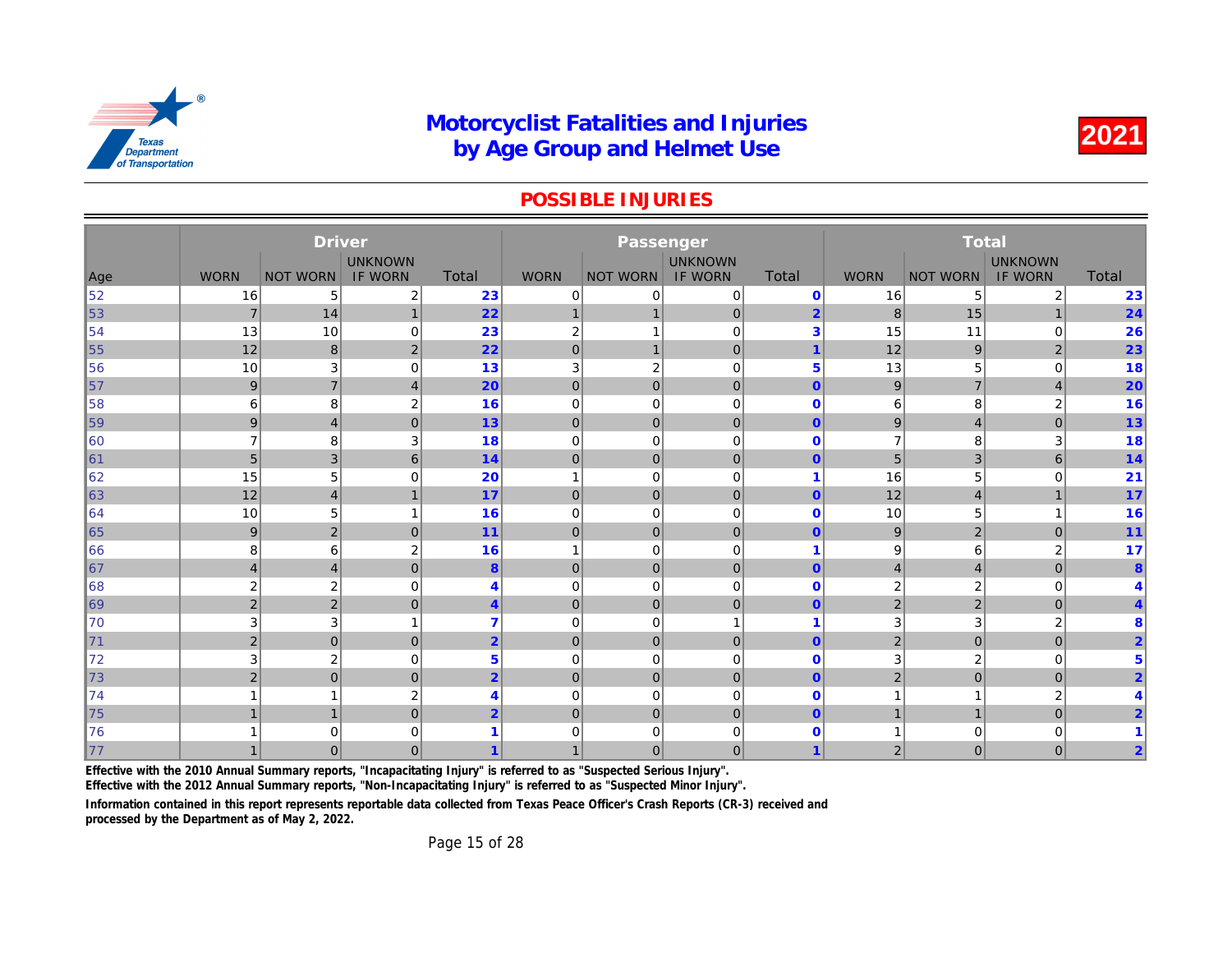# Motorcyclist Fatalities and Injuries by Age Group and Helmet Use

**2021**

## POSSIBLE INJURIES

| Age | Driver | | | | Passenger | | | | Total | | | |
|---|---|---|---|---|---|---|---|---|---|---|---|---|
| | WORN | NOT WORN | UNKNOWN IF WORN | Total | WORN | NOT WORN | UNKNOWN IF WORN | Total | WORN | NOT WORN | UNKNOWN IF WORN | Total |
| 52 | 16 | 5 | 2 | 23 | 0 | 0 | 0 | 0 | 16 | 5 | 2 | 23 |
| 53 | 7 | 14 | 1 | 22 | 1 | 1 | 0 | 2 | 8 | 15 | 1 | 24 |
| 54 | 13 | 10 | 0 | 23 | 2 | 1 | 0 | 3 | 15 | 11 | 0 | 26 |
| 55 | 12 | 8 | 2 | 22 | 0 | 1 | 0 | 1 | 12 | 9 | 2 | 23 |
| 56 | 10 | 3 | 0 | 13 | 3 | 2 | 0 | 5 | 13 | 5 | 0 | 18 |
| 57 | 9 | 7 | 4 | 20 | 0 | 0 | 0 | 0 | 9 | 7 | 4 | 20 |
| 58 | 6 | 8 | 2 | 16 | 0 | 0 | 0 | 0 | 6 | 8 | 2 | 16 |
| 59 | 9 | 4 | 0 | 13 | 0 | 0 | 0 | 0 | 9 | 4 | 0 | 13 |
| 60 | 7 | 8 | 3 | 18 | 0 | 0 | 0 | 0 | 7 | 8 | 3 | 18 |
| 61 | 5 | 3 | 6 | 14 | 0 | 0 | 0 | 0 | 5 | 3 | 6 | 14 |
| 62 | 15 | 5 | 0 | 20 | 1 | 0 | 0 | 1 | 16 | 5 | 0 | 21 |
| 63 | 12 | 4 | 1 | 17 | 0 | 0 | 0 | 0 | 12 | 4 | 1 | 17 |
| 64 | 10 | 5 | 1 | 16 | 0 | 0 | 0 | 0 | 10 | 5 | 1 | 16 |
| 65 | 9 | 2 | 0 | 11 | 0 | 0 | 0 | 0 | 9 | 2 | 0 | 11 |
| 66 | 8 | 6 | 2 | 16 | 1 | 0 | 0 | 1 | 9 | 6 | 2 | 17 |
| 67 | 4 | 4 | 0 | 8 | 0 | 0 | 0 | 0 | 4 | 4 | 0 | 8 |
| 68 | 2 | 2 | 0 | 4 | 0 | 0 | 0 | 0 | 2 | 2 | 0 | 4 |
| 69 | 2 | 2 | 0 | 4 | 0 | 0 | 0 | 0 | 2 | 2 | 0 | 4 |
| 70 | 3 | 3 | 1 | 7 | 0 | 0 | 1 | 1 | 3 | 3 | 2 | 8 |
| 71 | 2 | 0 | 0 | 2 | 0 | 0 | 0 | 0 | 2 | 0 | 0 | 2 |
| 72 | 3 | 2 | 0 | 5 | 0 | 0 | 0 | 0 | 3 | 2 | 0 | 5 |
| 73 | 2 | 0 | 0 | 2 | 0 | 0 | 0 | 0 | 2 | 0 | 0 | 2 |
| 74 | 1 | 1 | 2 | 4 | 0 | 0 | 0 | 0 | 1 | 1 | 2 | 4 |
| 75 | 1 | 1 | 0 | 2 | 0 | 0 | 0 | 0 | 1 | 1 | 0 | 2 |
| 76 | 1 | 0 | 0 | 1 | 0 | 0 | 0 | 0 | 1 | 0 | 0 | 1 |
| 77 | 1 | 0 | 0 | 1 | 1 | 0 | 0 | 1 | 2 | 0 | 0 | 2 |

**Effective with the 2010 Annual Summary reports, "Incapacitating Injury" is referred to as "Suspected Serious Injury".**
**Effective with the 2012 Annual Summary reports, "Non-Incapacitating Injury" is referred to as "Suspected Minor Injury".**

**Information contained in this report represents reportable data collected from Texas Peace Officer's Crash Reports (CR-3) received and processed by the Department as of May 2, 2022.**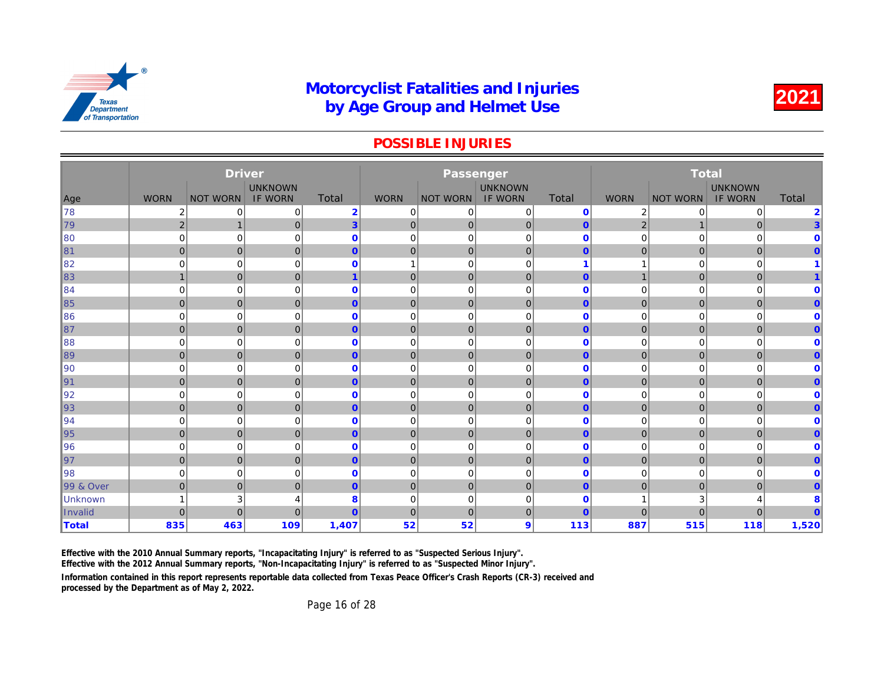# Motorcyclist Fatalities and Injuries by Age Group and Helmet Use

**2021**

## POSSIBLE INJURIES

| Age | Driver | | | | Passenger | | | | Total | | | |
|---|---|---|---|---|---|---|---|---|---|---|---|---|
| | WORN | NOT WORN | UNKNOWN IF WORN | Total | WORN | NOT WORN | UNKNOWN IF WORN | Total | WORN | NOT WORN | UNKNOWN IF WORN | Total |
| 78 | 2 | 0 | 0 | 2 | 0 | 0 | 0 | 0 | 2 | 0 | 0 | 2 |
| 79 | 2 | 1 | 0 | 3 | 0 | 0 | 0 | 0 | 2 | 1 | 0 | 3 |
| 80 | 0 | 0 | 0 | 0 | 0 | 0 | 0 | 0 | 0 | 0 | 0 | 0 |
| 81 | 0 | 0 | 0 | 0 | 0 | 0 | 0 | 0 | 0 | 0 | 0 | 0 |
| 82 | 0 | 0 | 0 | 0 | 1 | 0 | 0 | 1 | 1 | 0 | 0 | 1 |
| 83 | 1 | 0 | 0 | 1 | 0 | 0 | 0 | 0 | 1 | 0 | 0 | 1 |
| 84 | 0 | 0 | 0 | 0 | 0 | 0 | 0 | 0 | 0 | 0 | 0 | 0 |
| 85 | 0 | 0 | 0 | 0 | 0 | 0 | 0 | 0 | 0 | 0 | 0 | 0 |
| 86 | 0 | 0 | 0 | 0 | 0 | 0 | 0 | 0 | 0 | 0 | 0 | 0 |
| 87 | 0 | 0 | 0 | 0 | 0 | 0 | 0 | 0 | 0 | 0 | 0 | 0 |
| 88 | 0 | 0 | 0 | 0 | 0 | 0 | 0 | 0 | 0 | 0 | 0 | 0 |
| 89 | 0 | 0 | 0 | 0 | 0 | 0 | 0 | 0 | 0 | 0 | 0 | 0 |
| 90 | 0 | 0 | 0 | 0 | 0 | 0 | 0 | 0 | 0 | 0 | 0 | 0 |
| 91 | 0 | 0 | 0 | 0 | 0 | 0 | 0 | 0 | 0 | 0 | 0 | 0 |
| 92 | 0 | 0 | 0 | 0 | 0 | 0 | 0 | 0 | 0 | 0 | 0 | 0 |
| 93 | 0 | 0 | 0 | 0 | 0 | 0 | 0 | 0 | 0 | 0 | 0 | 0 |
| 94 | 0 | 0 | 0 | 0 | 0 | 0 | 0 | 0 | 0 | 0 | 0 | 0 |
| 95 | 0 | 0 | 0 | 0 | 0 | 0 | 0 | 0 | 0 | 0 | 0 | 0 |
| 96 | 0 | 0 | 0 | 0 | 0 | 0 | 0 | 0 | 0 | 0 | 0 | 0 |
| 97 | 0 | 0 | 0 | 0 | 0 | 0 | 0 | 0 | 0 | 0 | 0 | 0 |
| 98 | 0 | 0 | 0 | 0 | 0 | 0 | 0 | 0 | 0 | 0 | 0 | 0 |
| 99 & Over | 0 | 0 | 0 | 0 | 0 | 0 | 0 | 0 | 0 | 0 | 0 | 0 |
| Unknown | 1 | 3 | 4 | 8 | 0 | 0 | 0 | 0 | 1 | 3 | 4 | 8 |
| Invalid | 0 | 0 | 0 | 0 | 0 | 0 | 0 | 0 | 0 | 0 | 0 | 0 |
| **Total** | **835** | **463** | **109** | **1,407** | **52** | **52** | **9** | **113** | **887** | **515** | **118** | **1,520** |

**Effective with the 2010 Annual Summary reports, "Incapacitating Injury" is referred to as "Suspected Serious Injury".**
**Effective with the 2012 Annual Summary reports, "Non-Incapacitating Injury" is referred to as "Suspected Minor Injury".**

**Information contained in this report represents reportable data collected from Texas Peace Officer's Crash Reports (CR-3) received and processed by the Department as of May 2, 2022.**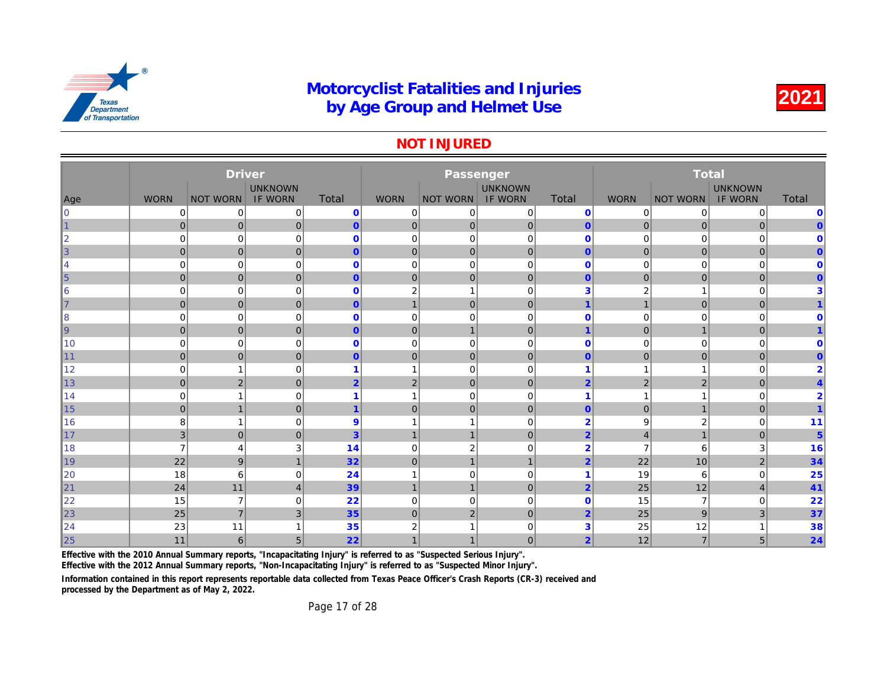# Motorcyclist Fatalities and Injuries by Age Group and Helmet Use

**2021**

## NOT INJURED

| Age | Driver | | | | Passenger | | | | Total | | | |
|---|---|---|---|---|---|---|---|---|---|---|---|---|
| | WORN | NOT WORN | UNKNOWN IF WORN | Total | WORN | NOT WORN | UNKNOWN IF WORN | Total | WORN | NOT WORN | UNKNOWN IF WORN | Total |
| 0 | 0 | 0 | 0 | **0** | 0 | 0 | 0 | **0** | 0 | 0 | 0 | **0** |
| 1 | 0 | 0 | 0 | **0** | 0 | 0 | 0 | **0** | 0 | 0 | 0 | **0** |
| 2 | 0 | 0 | 0 | **0** | 0 | 0 | 0 | **0** | 0 | 0 | 0 | **0** |
| 3 | 0 | 0 | 0 | **0** | 0 | 0 | 0 | **0** | 0 | 0 | 0 | **0** |
| 4 | 0 | 0 | 0 | **0** | 0 | 0 | 0 | **0** | 0 | 0 | 0 | **0** |
| 5 | 0 | 0 | 0 | **0** | 0 | 0 | 0 | **0** | 0 | 0 | 0 | **0** |
| 6 | 0 | 0 | 0 | **0** | 2 | 1 | 0 | **3** | 2 | 1 | 0 | **3** |
| 7 | 0 | 0 | 0 | **0** | 1 | 0 | 0 | **1** | 1 | 0 | 0 | **1** |
| 8 | 0 | 0 | 0 | **0** | 0 | 0 | 0 | **0** | 0 | 0 | 0 | **0** |
| 9 | 0 | 0 | 0 | **0** | 0 | 1 | 0 | **1** | 0 | 1 | 0 | **1** |
| 10 | 0 | 0 | 0 | **0** | 0 | 0 | 0 | **0** | 0 | 0 | 0 | **0** |
| 11 | 0 | 0 | 0 | **0** | 0 | 0 | 0 | **0** | 0 | 0 | 0 | **0** |
| 12 | 0 | 1 | 0 | **1** | 1 | 0 | 0 | **1** | 1 | 1 | 0 | **2** |
| 13 | 0 | 2 | 0 | **2** | 2 | 0 | 0 | **2** | 2 | 2 | 0 | **4** |
| 14 | 0 | 1 | 0 | **1** | 1 | 0 | 0 | **1** | 1 | 1 | 0 | **2** |
| 15 | 0 | 1 | 0 | **1** | 0 | 0 | 0 | **0** | 0 | 1 | 0 | **1** |
| 16 | 8 | 1 | 0 | **9** | 1 | 1 | 0 | **2** | 9 | 2 | 0 | **11** |
| 17 | 3 | 0 | 0 | **3** | 1 | 1 | 0 | **2** | 4 | 1 | 0 | **5** |
| 18 | 7 | 4 | 3 | **14** | 0 | 2 | 0 | **2** | 7 | 6 | 3 | **16** |
| 19 | 22 | 9 | 1 | **32** | 0 | 1 | 1 | **2** | 22 | 10 | 2 | **34** |
| 20 | 18 | 6 | 0 | **24** | 1 | 0 | 0 | **1** | 19 | 6 | 0 | **25** |
| 21 | 24 | 11 | 4 | **39** | 1 | 1 | 0 | **2** | 25 | 12 | 4 | **41** |
| 22 | 15 | 7 | 0 | **22** | 0 | 0 | 0 | **0** | 15 | 7 | 0 | **22** |
| 23 | 25 | 7 | 3 | **35** | 0 | 2 | 0 | **2** | 25 | 9 | 3 | **37** |
| 24 | 23 | 11 | 1 | **35** | 2 | 1 | 0 | **3** | 25 | 12 | 1 | **38** |
| 25 | 11 | 6 | 5 | **22** | 1 | 1 | 0 | **2** | 12 | 7 | 5 | **24** |

**Effective with the 2010 Annual Summary reports, "Incapacitating Injury" is referred to as "Suspected Serious Injury".**

**Effective with the 2012 Annual Summary reports, "Non-Incapacitating Injury" is referred to as "Suspected Minor Injury".**

**Information contained in this report represents reportable data collected from Texas Peace Officer's Crash Reports (CR-3) received and processed by the Department as of May 2, 2022.**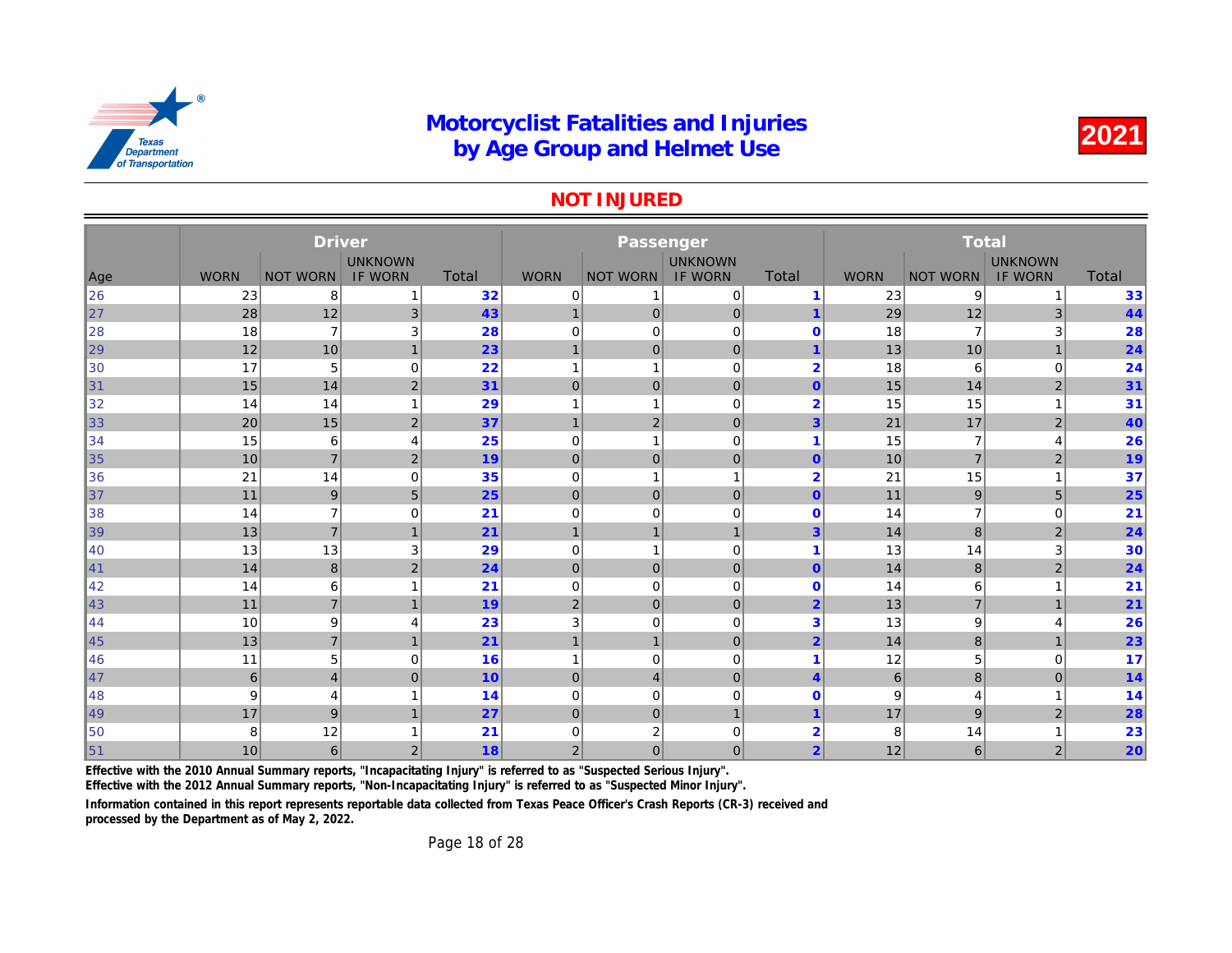# Motorcyclist Fatalities and Injuries by Age Group and Helmet Use

**2021**

## NOT INJURED

| | Driver | | | | Passenger | | | | Total | | | |
|---|---|---|---|---|---|---|---|---|---|---|---|---|
| Age | WORN | NOT WORN | UNKNOWN IF WORN | Total | WORN | NOT WORN | UNKNOWN IF WORN | Total | WORN | NOT WORN | UNKNOWN IF WORN | Total |
| 26 | 23 | 8 | 1 | 32 | 0 | 1 | 0 | 1 | 23 | 9 | 1 | 33 |
| 27 | 28 | 12 | 3 | 43 | 1 | 0 | 0 | 1 | 29 | 12 | 3 | 44 |
| 28 | 18 | 7 | 3 | 28 | 0 | 0 | 0 | 0 | 18 | 7 | 3 | 28 |
| 29 | 12 | 10 | 1 | 23 | 1 | 0 | 0 | 1 | 13 | 10 | 1 | 24 |
| 30 | 17 | 5 | 0 | 22 | 1 | 1 | 0 | 2 | 18 | 6 | 0 | 24 |
| 31 | 15 | 14 | 2 | 31 | 0 | 0 | 0 | 0 | 15 | 14 | 2 | 31 |
| 32 | 14 | 14 | 1 | 29 | 1 | 1 | 0 | 2 | 15 | 15 | 1 | 31 |
| 33 | 20 | 15 | 2 | 37 | 1 | 2 | 0 | 3 | 21 | 17 | 2 | 40 |
| 34 | 15 | 6 | 4 | 25 | 0 | 1 | 0 | 1 | 15 | 7 | 4 | 26 |
| 35 | 10 | 7 | 2 | 19 | 0 | 0 | 0 | 0 | 10 | 7 | 2 | 19 |
| 36 | 21 | 14 | 0 | 35 | 0 | 1 | 1 | 2 | 21 | 15 | 1 | 37 |
| 37 | 11 | 9 | 5 | 25 | 0 | 0 | 0 | 0 | 11 | 9 | 5 | 25 |
| 38 | 14 | 7 | 0 | 21 | 0 | 0 | 0 | 0 | 14 | 7 | 0 | 21 |
| 39 | 13 | 7 | 1 | 21 | 1 | 1 | 1 | 3 | 14 | 8 | 2 | 24 |
| 40 | 13 | 13 | 3 | 29 | 0 | 1 | 0 | 1 | 13 | 14 | 3 | 30 |
| 41 | 14 | 8 | 2 | 24 | 0 | 0 | 0 | 0 | 14 | 8 | 2 | 24 |
| 42 | 14 | 6 | 1 | 21 | 0 | 0 | 0 | 0 | 14 | 6 | 1 | 21 |
| 43 | 11 | 7 | 1 | 19 | 2 | 0 | 0 | 2 | 13 | 7 | 1 | 21 |
| 44 | 10 | 9 | 4 | 23 | 3 | 0 | 0 | 3 | 13 | 9 | 4 | 26 |
| 45 | 13 | 7 | 1 | 21 | 1 | 1 | 0 | 2 | 14 | 8 | 1 | 23 |
| 46 | 11 | 5 | 0 | 16 | 1 | 0 | 0 | 1 | 12 | 5 | 0 | 17 |
| 47 | 6 | 4 | 0 | 10 | 0 | 4 | 0 | 4 | 6 | 8 | 0 | 14 |
| 48 | 9 | 4 | 1 | 14 | 0 | 0 | 0 | 0 | 9 | 4 | 1 | 14 |
| 49 | 17 | 9 | 1 | 27 | 0 | 0 | 1 | 1 | 17 | 9 | 2 | 28 |
| 50 | 8 | 12 | 1 | 21 | 0 | 2 | 0 | 2 | 8 | 14 | 1 | 23 |
| 51 | 10 | 6 | 2 | 18 | 2 | 0 | 0 | 2 | 12 | 6 | 2 | 20 |

**Effective with the 2010 Annual Summary reports, "Incapacitating Injury" is referred to as "Suspected Serious Injury".**

**Effective with the 2012 Annual Summary reports, "Non-Incapacitating Injury" is referred to as "Suspected Minor Injury".**

**Information contained in this report represents reportable data collected from Texas Peace Officer's Crash Reports (CR-3) received and processed by the Department as of May 2, 2022.**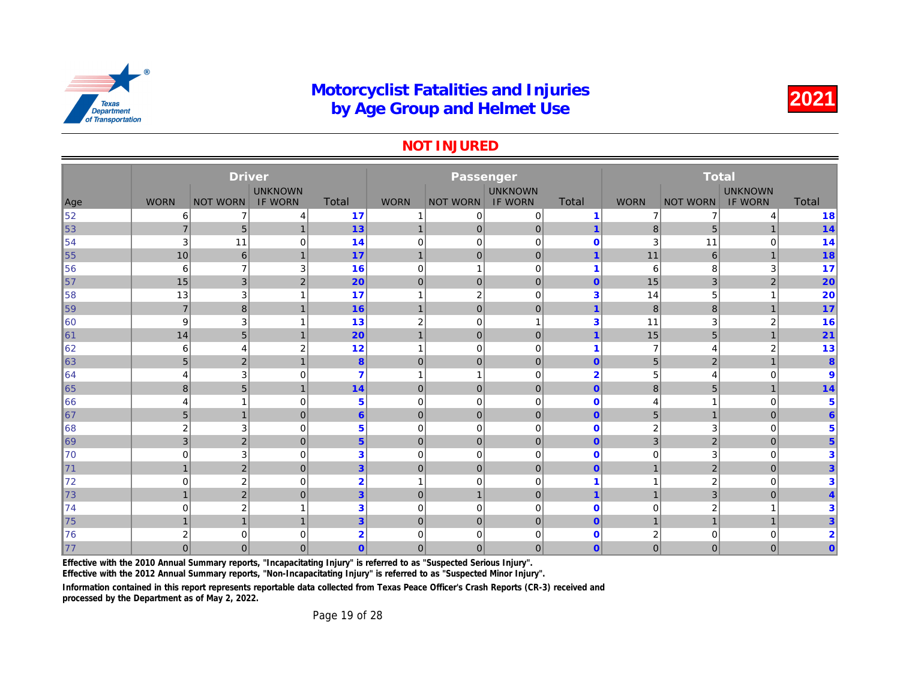# Motorcyclist Fatalities and Injuries by Age Group and Helmet Use

**2021**

## NOT INJURED

| Age | Driver | | | | Passenger | | | | Total | | | |
|---|---|---|---|---|---|---|---|---|---|---|---|---|
| | WORN | NOT WORN | UNKNOWN IF WORN | Total | WORN | NOT WORN | UNKNOWN IF WORN | Total | WORN | NOT WORN | UNKNOWN IF WORN | Total |
| 52 | 6 | 7 | 4 | 17 | 1 | 0 | 0 | 1 | 7 | 7 | 4 | 18 |
| 53 | 7 | 5 | 1 | 13 | 1 | 0 | 0 | 1 | 8 | 5 | 1 | 14 |
| 54 | 3 | 11 | 0 | 14 | 0 | 0 | 0 | 0 | 3 | 11 | 0 | 14 |
| 55 | 10 | 6 | 1 | 17 | 1 | 0 | 0 | 1 | 11 | 6 | 1 | 18 |
| 56 | 6 | 7 | 3 | 16 | 0 | 1 | 0 | 1 | 6 | 8 | 3 | 17 |
| 57 | 15 | 3 | 2 | 20 | 0 | 0 | 0 | 0 | 15 | 3 | 2 | 20 |
| 58 | 13 | 3 | 1 | 17 | 1 | 2 | 0 | 3 | 14 | 5 | 1 | 20 |
| 59 | 7 | 8 | 1 | 16 | 1 | 0 | 0 | 1 | 8 | 8 | 1 | 17 |
| 60 | 9 | 3 | 1 | 13 | 2 | 0 | 1 | 3 | 11 | 3 | 2 | 16 |
| 61 | 14 | 5 | 1 | 20 | 1 | 0 | 0 | 1 | 15 | 5 | 1 | 21 |
| 62 | 6 | 4 | 2 | 12 | 1 | 0 | 0 | 1 | 7 | 4 | 2 | 13 |
| 63 | 5 | 2 | 1 | 8 | 0 | 0 | 0 | 0 | 5 | 2 | 1 | 8 |
| 64 | 4 | 3 | 0 | 7 | 1 | 1 | 0 | 2 | 5 | 4 | 0 | 9 |
| 65 | 8 | 5 | 1 | 14 | 0 | 0 | 0 | 0 | 8 | 5 | 1 | 14 |
| 66 | 4 | 1 | 0 | 5 | 0 | 0 | 0 | 0 | 4 | 1 | 0 | 5 |
| 67 | 5 | 1 | 0 | 6 | 0 | 0 | 0 | 0 | 5 | 1 | 0 | 6 |
| 68 | 2 | 3 | 0 | 5 | 0 | 0 | 0 | 0 | 2 | 3 | 0 | 5 |
| 69 | 3 | 2 | 0 | 5 | 0 | 0 | 0 | 0 | 3 | 2 | 0 | 5 |
| 70 | 0 | 3 | 0 | 3 | 0 | 0 | 0 | 0 | 0 | 3 | 0 | 3 |
| 71 | 1 | 2 | 0 | 3 | 0 | 0 | 0 | 0 | 1 | 2 | 0 | 3 |
| 72 | 0 | 2 | 0 | 2 | 1 | 0 | 0 | 1 | 1 | 2 | 0 | 3 |
| 73 | 1 | 2 | 0 | 3 | 0 | 1 | 0 | 1 | 1 | 3 | 0 | 4 |
| 74 | 0 | 2 | 1 | 3 | 0 | 0 | 0 | 0 | 0 | 2 | 1 | 3 |
| 75 | 1 | 1 | 1 | 3 | 0 | 0 | 0 | 0 | 1 | 1 | 1 | 3 |
| 76 | 2 | 0 | 0 | 2 | 0 | 0 | 0 | 0 | 2 | 0 | 0 | 2 |
| 77 | 0 | 0 | 0 | 0 | 0 | 0 | 0 | 0 | 0 | 0 | 0 | 0 |

**Effective with the 2010 Annual Summary reports, "Incapacitating Injury" is referred to as "Suspected Serious Injury".**

**Effective with the 2012 Annual Summary reports, "Non-Incapacitating Injury" is referred to as "Suspected Minor Injury".**

**Information contained in this report represents reportable data collected from Texas Peace Officer's Crash Reports (CR-3) received and processed by the Department as of May 2, 2022.**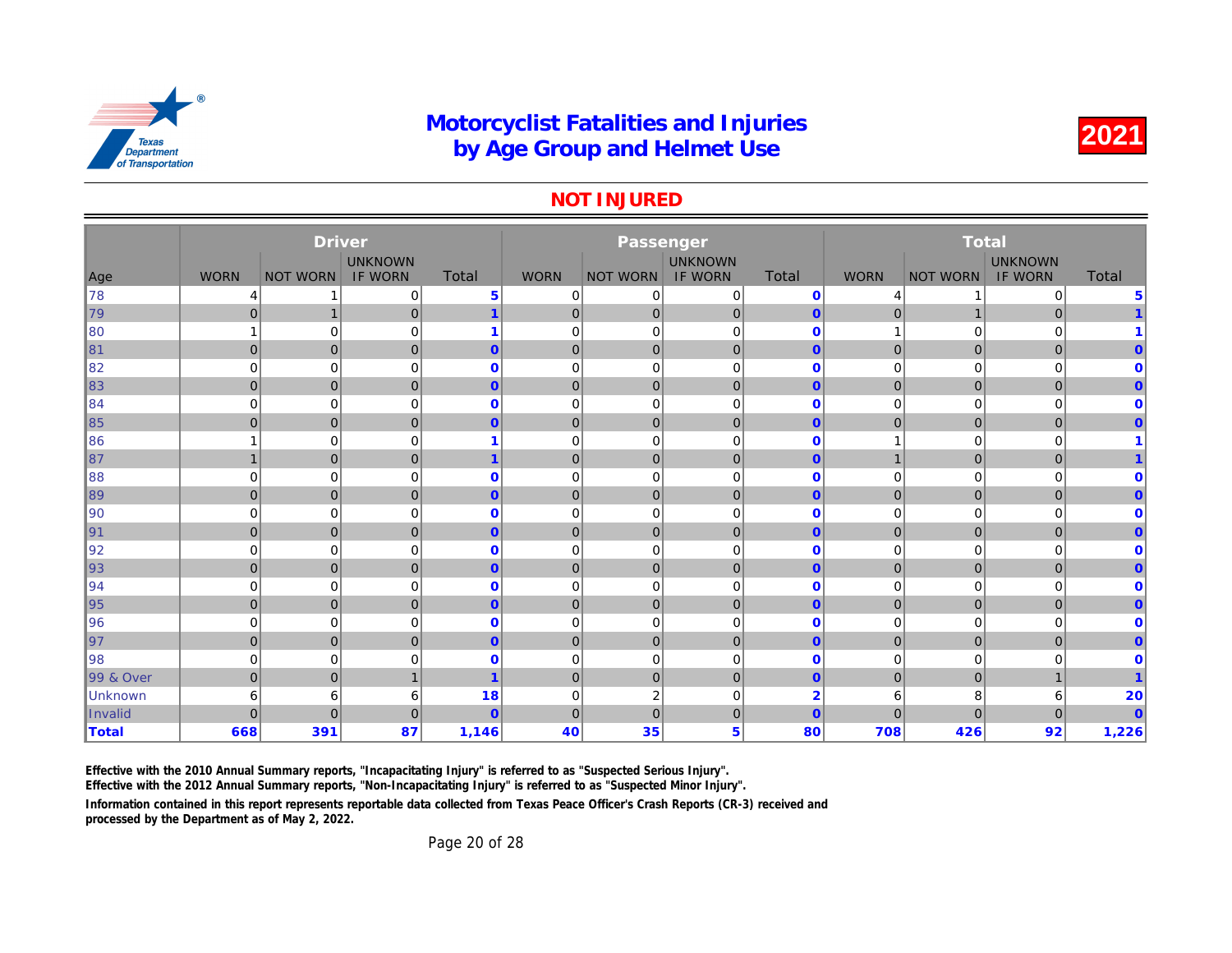# Motorcyclist Fatalities and Injuries by Age Group and Helmet Use

**2021**

## NOT INJURED

| Age | Driver | | | | Passenger | | | | Total | | | |
|---|---|---|---|---|---|---|---|---|---|---|---|---|
| | WORN | NOT WORN | UNKNOWN IF WORN | Total | WORN | NOT WORN | UNKNOWN IF WORN | Total | WORN | NOT WORN | UNKNOWN IF WORN | Total |
| 78 | 4 | 1 | 0 | **5** | 0 | 0 | 0 | **0** | 4 | 1 | 0 | **5** |
| 79 | 0 | 1 | 0 | **1** | 0 | 0 | 0 | **0** | 0 | 1 | 0 | **1** |
| 80 | 1 | 0 | 0 | **1** | 0 | 0 | 0 | **0** | 1 | 0 | 0 | **1** |
| 81 | 0 | 0 | 0 | **0** | 0 | 0 | 0 | **0** | 0 | 0 | 0 | **0** |
| 82 | 0 | 0 | 0 | **0** | 0 | 0 | 0 | **0** | 0 | 0 | 0 | **0** |
| 83 | 0 | 0 | 0 | **0** | 0 | 0 | 0 | **0** | 0 | 0 | 0 | **0** |
| 84 | 0 | 0 | 0 | **0** | 0 | 0 | 0 | **0** | 0 | 0 | 0 | **0** |
| 85 | 0 | 0 | 0 | **0** | 0 | 0 | 0 | **0** | 0 | 0 | 0 | **0** |
| 86 | 1 | 0 | 0 | **1** | 0 | 0 | 0 | **0** | 1 | 0 | 0 | **1** |
| 87 | 1 | 0 | 0 | **1** | 0 | 0 | 0 | **0** | 1 | 0 | 0 | **1** |
| 88 | 0 | 0 | 0 | **0** | 0 | 0 | 0 | **0** | 0 | 0 | 0 | **0** |
| 89 | 0 | 0 | 0 | **0** | 0 | 0 | 0 | **0** | 0 | 0 | 0 | **0** |
| 90 | 0 | 0 | 0 | **0** | 0 | 0 | 0 | **0** | 0 | 0 | 0 | **0** |
| 91 | 0 | 0 | 0 | **0** | 0 | 0 | 0 | **0** | 0 | 0 | 0 | **0** |
| 92 | 0 | 0 | 0 | **0** | 0 | 0 | 0 | **0** | 0 | 0 | 0 | **0** |
| 93 | 0 | 0 | 0 | **0** | 0 | 0 | 0 | **0** | 0 | 0 | 0 | **0** |
| 94 | 0 | 0 | 0 | **0** | 0 | 0 | 0 | **0** | 0 | 0 | 0 | **0** |
| 95 | 0 | 0 | 0 | **0** | 0 | 0 | 0 | **0** | 0 | 0 | 0 | **0** |
| 96 | 0 | 0 | 0 | **0** | 0 | 0 | 0 | **0** | 0 | 0 | 0 | **0** |
| 97 | 0 | 0 | 0 | **0** | 0 | 0 | 0 | **0** | 0 | 0 | 0 | **0** |
| 98 | 0 | 0 | 0 | **0** | 0 | 0 | 0 | **0** | 0 | 0 | 0 | **0** |
| 99 & Over | 0 | 0 | 1 | **1** | 0 | 0 | 0 | **0** | 0 | 0 | 1 | **1** |
| Unknown | 6 | 6 | 6 | **18** | 0 | 2 | 0 | **2** | 6 | 8 | 6 | **20** |
| Invalid | 0 | 0 | 0 | **0** | 0 | 0 | 0 | **0** | 0 | 0 | 0 | **0** |
| **Total** | **668** | **391** | **87** | **1,146** | **40** | **35** | **5** | **80** | **708** | **426** | **92** | **1,226** |

**Effective with the 2010 Annual Summary reports, "Incapacitating Injury" is referred to as "Suspected Serious Injury".**
**Effective with the 2012 Annual Summary reports, "Non-Incapacitating Injury" is referred to as "Suspected Minor Injury".**

**Information contained in this report represents reportable data collected from Texas Peace Officer's Crash Reports (CR-3) received and processed by the Department as of May 2, 2022.**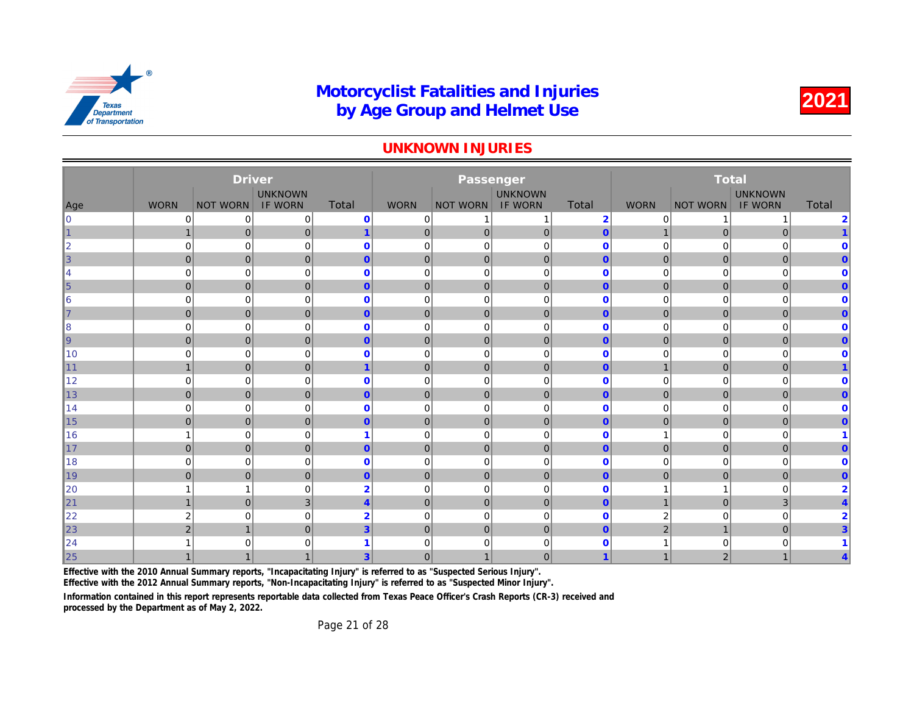# Motorcyclist Fatalities and Injuries by Age Group and Helmet Use

**2021**

## UNKNOWN INJURIES

| Age | Driver | | | | Passenger | | | | Total | | | |
|---|---|---|---|---|---|---|---|---|---|---|---|---|
| | WORN | NOT WORN | UNKNOWN IF WORN | Total | WORN | NOT WORN | UNKNOWN IF WORN | Total | WORN | NOT WORN | UNKNOWN IF WORN | Total |
| 0 | 0 | 0 | 0 | **0** | 0 | 1 | 1 | **2** | 0 | 1 | 1 | **2** |
| 1 | 1 | 0 | 0 | **1** | 0 | 0 | 0 | **0** | 1 | 0 | 0 | **1** |
| 2 | 0 | 0 | 0 | **0** | 0 | 0 | 0 | **0** | 0 | 0 | 0 | **0** |
| 3 | 0 | 0 | 0 | **0** | 0 | 0 | 0 | **0** | 0 | 0 | 0 | **0** |
| 4 | 0 | 0 | 0 | **0** | 0 | 0 | 0 | **0** | 0 | 0 | 0 | **0** |
| 5 | 0 | 0 | 0 | **0** | 0 | 0 | 0 | **0** | 0 | 0 | 0 | **0** |
| 6 | 0 | 0 | 0 | **0** | 0 | 0 | 0 | **0** | 0 | 0 | 0 | **0** |
| 7 | 0 | 0 | 0 | **0** | 0 | 0 | 0 | **0** | 0 | 0 | 0 | **0** |
| 8 | 0 | 0 | 0 | **0** | 0 | 0 | 0 | **0** | 0 | 0 | 0 | **0** |
| 9 | 0 | 0 | 0 | **0** | 0 | 0 | 0 | **0** | 0 | 0 | 0 | **0** |
| 10 | 0 | 0 | 0 | **0** | 0 | 0 | 0 | **0** | 0 | 0 | 0 | **0** |
| 11 | 1 | 0 | 0 | **1** | 0 | 0 | 0 | **0** | 1 | 0 | 0 | **1** |
| 12 | 0 | 0 | 0 | **0** | 0 | 0 | 0 | **0** | 0 | 0 | 0 | **0** |
| 13 | 0 | 0 | 0 | **0** | 0 | 0 | 0 | **0** | 0 | 0 | 0 | **0** |
| 14 | 0 | 0 | 0 | **0** | 0 | 0 | 0 | **0** | 0 | 0 | 0 | **0** |
| 15 | 0 | 0 | 0 | **0** | 0 | 0 | 0 | **0** | 0 | 0 | 0 | **0** |
| 16 | 1 | 0 | 0 | **1** | 0 | 0 | 0 | **0** | 1 | 0 | 0 | **1** |
| 17 | 0 | 0 | 0 | **0** | 0 | 0 | 0 | **0** | 0 | 0 | 0 | **0** |
| 18 | 0 | 0 | 0 | **0** | 0 | 0 | 0 | **0** | 0 | 0 | 0 | **0** |
| 19 | 0 | 0 | 0 | **0** | 0 | 0 | 0 | **0** | 0 | 0 | 0 | **0** |
| 20 | 1 | 1 | 0 | **2** | 0 | 0 | 0 | **0** | 1 | 1 | 0 | **2** |
| 21 | 1 | 0 | 3 | **4** | 0 | 0 | 0 | **0** | 1 | 0 | 3 | **4** |
| 22 | 2 | 0 | 0 | **2** | 0 | 0 | 0 | **0** | 2 | 0 | 0 | **2** |
| 23 | 2 | 1 | 0 | **3** | 0 | 0 | 0 | **0** | 2 | 1 | 0 | **3** |
| 24 | 1 | 0 | 0 | **1** | 0 | 0 | 0 | **0** | 1 | 0 | 0 | **1** |
| 25 | 1 | 1 | 1 | **3** | 0 | 1 | 0 | **1** | 1 | 2 | 1 | **4** |

**Effective with the 2010 Annual Summary reports, "Incapacitating Injury" is referred to as "Suspected Serious Injury".**

**Effective with the 2012 Annual Summary reports, "Non-Incapacitating Injury" is referred to as "Suspected Minor Injury".**

**Information contained in this report represents reportable data collected from Texas Peace Officer's Crash Reports (CR-3) received and processed by the Department as of May 2, 2022.**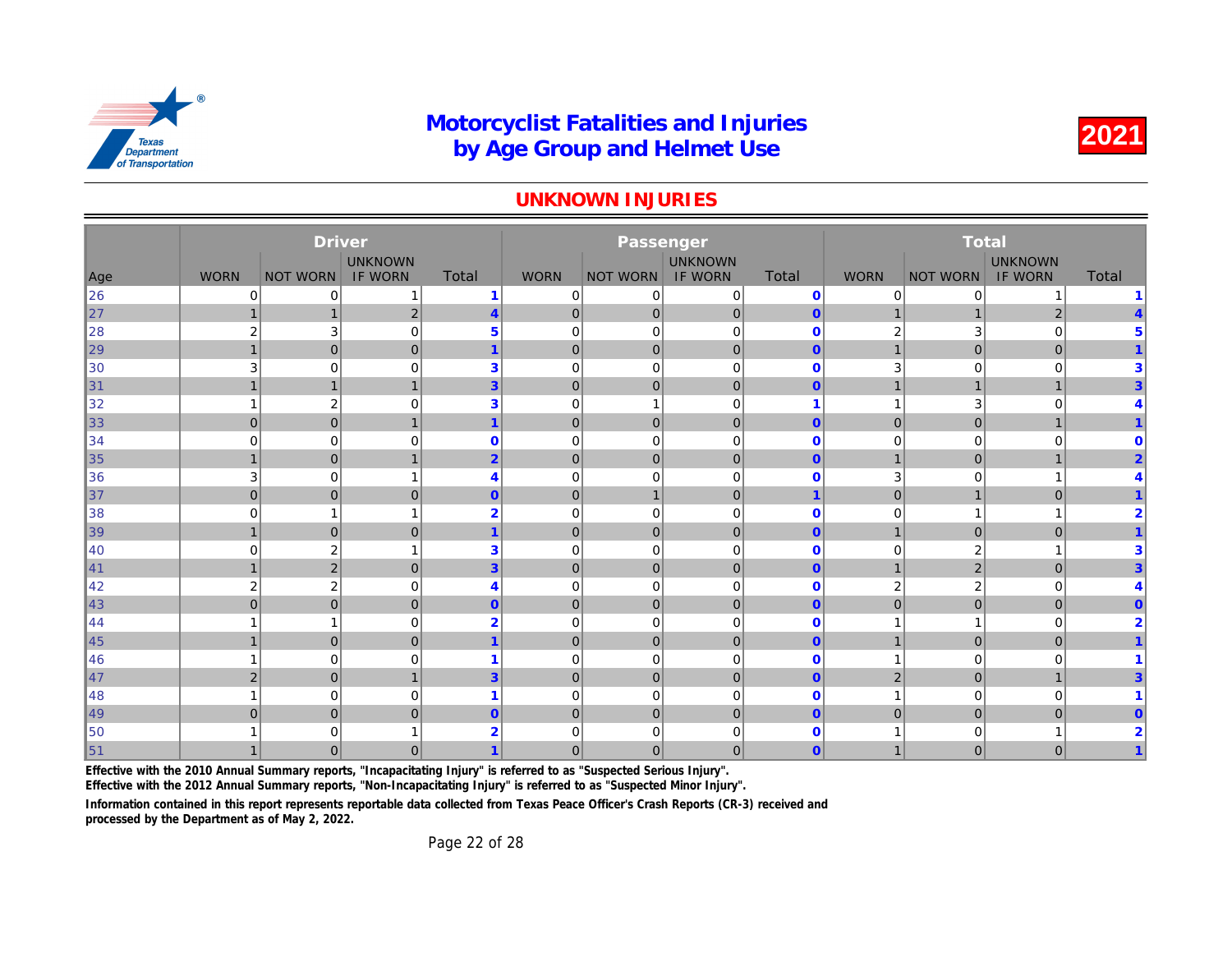# Motorcyclist Fatalities and Injuries by Age Group and Helmet Use

**2021**

## UNKNOWN INJURIES

| | Driver | | | | Passenger | | | | Total | | | |
|---|---|---|---|---|---|---|---|---|---|---|---|---|
| Age | WORN | NOT WORN | UNKNOWN IF WORN | Total | WORN | NOT WORN | UNKNOWN IF WORN | Total | WORN | NOT WORN | UNKNOWN IF WORN | Total |
| 26 | 0 | 0 | 1 | 1 | 0 | 0 | 0 | 0 | 0 | 0 | 1 | 1 |
| 27 | 1 | 1 | 2 | 4 | 0 | 0 | 0 | 0 | 1 | 1 | 2 | 4 |
| 28 | 2 | 3 | 0 | 5 | 0 | 0 | 0 | 0 | 2 | 3 | 0 | 5 |
| 29 | 1 | 0 | 0 | 1 | 0 | 0 | 0 | 0 | 1 | 0 | 0 | 1 |
| 30 | 3 | 0 | 0 | 3 | 0 | 0 | 0 | 0 | 3 | 0 | 0 | 3 |
| 31 | 1 | 1 | 1 | 3 | 0 | 0 | 0 | 0 | 1 | 1 | 1 | 3 |
| 32 | 1 | 2 | 0 | 3 | 0 | 1 | 0 | 1 | 1 | 3 | 0 | 4 |
| 33 | 0 | 0 | 1 | 1 | 0 | 0 | 0 | 0 | 0 | 0 | 1 | 1 |
| 34 | 0 | 0 | 0 | 0 | 0 | 0 | 0 | 0 | 0 | 0 | 0 | 0 |
| 35 | 1 | 0 | 1 | 2 | 0 | 0 | 0 | 0 | 1 | 0 | 1 | 2 |
| 36 | 3 | 0 | 1 | 4 | 0 | 0 | 0 | 0 | 3 | 0 | 1 | 4 |
| 37 | 0 | 0 | 0 | 0 | 0 | 1 | 0 | 1 | 0 | 1 | 0 | 1 |
| 38 | 0 | 1 | 1 | 2 | 0 | 0 | 0 | 0 | 0 | 1 | 1 | 2 |
| 39 | 1 | 0 | 0 | 1 | 0 | 0 | 0 | 0 | 1 | 0 | 0 | 1 |
| 40 | 0 | 2 | 1 | 3 | 0 | 0 | 0 | 0 | 0 | 2 | 1 | 3 |
| 41 | 1 | 2 | 0 | 3 | 0 | 0 | 0 | 0 | 1 | 2 | 0 | 3 |
| 42 | 2 | 2 | 0 | 4 | 0 | 0 | 0 | 0 | 2 | 2 | 0 | 4 |
| 43 | 0 | 0 | 0 | 0 | 0 | 0 | 0 | 0 | 0 | 0 | 0 | 0 |
| 44 | 1 | 1 | 0 | 2 | 0 | 0 | 0 | 0 | 1 | 1 | 0 | 2 |
| 45 | 1 | 0 | 0 | 1 | 0 | 0 | 0 | 0 | 1 | 0 | 0 | 1 |
| 46 | 1 | 0 | 0 | 1 | 0 | 0 | 0 | 0 | 1 | 0 | 0 | 1 |
| 47 | 2 | 0 | 1 | 3 | 0 | 0 | 0 | 0 | 2 | 0 | 1 | 3 |
| 48 | 1 | 0 | 0 | 1 | 0 | 0 | 0 | 0 | 1 | 0 | 0 | 1 |
| 49 | 0 | 0 | 0 | 0 | 0 | 0 | 0 | 0 | 0 | 0 | 0 | 0 |
| 50 | 1 | 0 | 1 | 2 | 0 | 0 | 0 | 0 | 1 | 0 | 1 | 2 |
| 51 | 1 | 0 | 0 | 1 | 0 | 0 | 0 | 0 | 1 | 0 | 0 | 1 |

**Effective with the 2010 Annual Summary reports, "Incapacitating Injury" is referred to as "Suspected Serious Injury".**

**Effective with the 2012 Annual Summary reports, "Non-Incapacitating Injury" is referred to as "Suspected Minor Injury".**

**Information contained in this report represents reportable data collected from Texas Peace Officer's Crash Reports (CR-3) received and processed by the Department as of May 2, 2022.**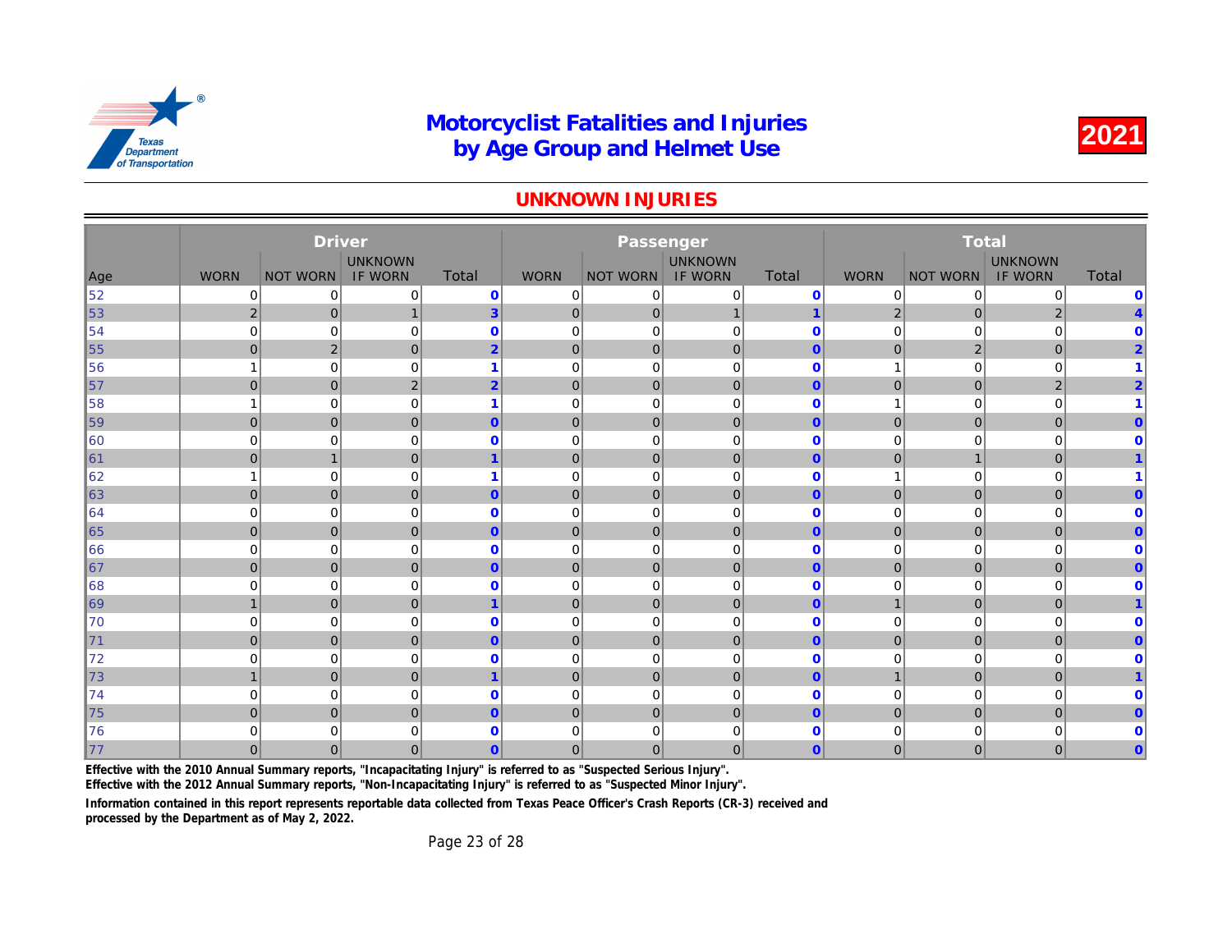# Motorcyclist Fatalities and Injuries by Age Group and Helmet Use

**2021**

## UNKNOWN INJURIES

| Age | Driver | | | | Passenger | | | | Total | | | |
|---|---|---|---|---|---|---|---|---|---|---|---|---|
| | WORN | NOT WORN | UNKNOWN IF WORN | Total | WORN | NOT WORN | UNKNOWN IF WORN | Total | WORN | NOT WORN | UNKNOWN IF WORN | Total |
| 52 | 0 | 0 | 0 | **0** | 0 | 0 | 0 | **0** | 0 | 0 | 0 | **0** |
| 53 | 2 | 0 | 1 | **3** | 0 | 0 | 1 | **1** | 2 | 0 | 2 | **4** |
| 54 | 0 | 0 | 0 | **0** | 0 | 0 | 0 | **0** | 0 | 0 | 0 | **0** |
| 55 | 0 | 2 | 0 | **2** | 0 | 0 | 0 | **0** | 0 | 2 | 0 | **2** |
| 56 | 1 | 0 | 0 | **1** | 0 | 0 | 0 | **0** | 1 | 0 | 0 | **1** |
| 57 | 0 | 0 | 2 | **2** | 0 | 0 | 0 | **0** | 0 | 0 | 2 | **2** |
| 58 | 1 | 0 | 0 | **1** | 0 | 0 | 0 | **0** | 1 | 0 | 0 | **1** |
| 59 | 0 | 0 | 0 | **0** | 0 | 0 | 0 | **0** | 0 | 0 | 0 | **0** |
| 60 | 0 | 0 | 0 | **0** | 0 | 0 | 0 | **0** | 0 | 0 | 0 | **0** |
| 61 | 0 | 1 | 0 | **1** | 0 | 0 | 0 | **0** | 0 | 1 | 0 | **1** |
| 62 | 1 | 0 | 0 | **1** | 0 | 0 | 0 | **0** | 1 | 0 | 0 | **1** |
| 63 | 0 | 0 | 0 | **0** | 0 | 0 | 0 | **0** | 0 | 0 | 0 | **0** |
| 64 | 0 | 0 | 0 | **0** | 0 | 0 | 0 | **0** | 0 | 0 | 0 | **0** |
| 65 | 0 | 0 | 0 | **0** | 0 | 0 | 0 | **0** | 0 | 0 | 0 | **0** |
| 66 | 0 | 0 | 0 | **0** | 0 | 0 | 0 | **0** | 0 | 0 | 0 | **0** |
| 67 | 0 | 0 | 0 | **0** | 0 | 0 | 0 | **0** | 0 | 0 | 0 | **0** |
| 68 | 0 | 0 | 0 | **0** | 0 | 0 | 0 | **0** | 0 | 0 | 0 | **0** |
| 69 | 1 | 0 | 0 | **1** | 0 | 0 | 0 | **0** | 1 | 0 | 0 | **1** |
| 70 | 0 | 0 | 0 | **0** | 0 | 0 | 0 | **0** | 0 | 0 | 0 | **0** |
| 71 | 0 | 0 | 0 | **0** | 0 | 0 | 0 | **0** | 0 | 0 | 0 | **0** |
| 72 | 0 | 0 | 0 | **0** | 0 | 0 | 0 | **0** | 0 | 0 | 0 | **0** |
| 73 | 1 | 0 | 0 | **1** | 0 | 0 | 0 | **0** | 1 | 0 | 0 | **1** |
| 74 | 0 | 0 | 0 | **0** | 0 | 0 | 0 | **0** | 0 | 0 | 0 | **0** |
| 75 | 0 | 0 | 0 | **0** | 0 | 0 | 0 | **0** | 0 | 0 | 0 | **0** |
| 76 | 0 | 0 | 0 | **0** | 0 | 0 | 0 | **0** | 0 | 0 | 0 | **0** |
| 77 | 0 | 0 | 0 | **0** | 0 | 0 | 0 | **0** | 0 | 0 | 0 | **0** |

**Effective with the 2010 Annual Summary reports, "Incapacitating Injury" is referred to as "Suspected Serious Injury".**
**Effective with the 2012 Annual Summary reports, "Non-Incapacitating Injury" is referred to as "Suspected Minor Injury".**

**Information contained in this report represents reportable data collected from Texas Peace Officer's Crash Reports (CR-3) received and processed by the Department as of May 2, 2022.**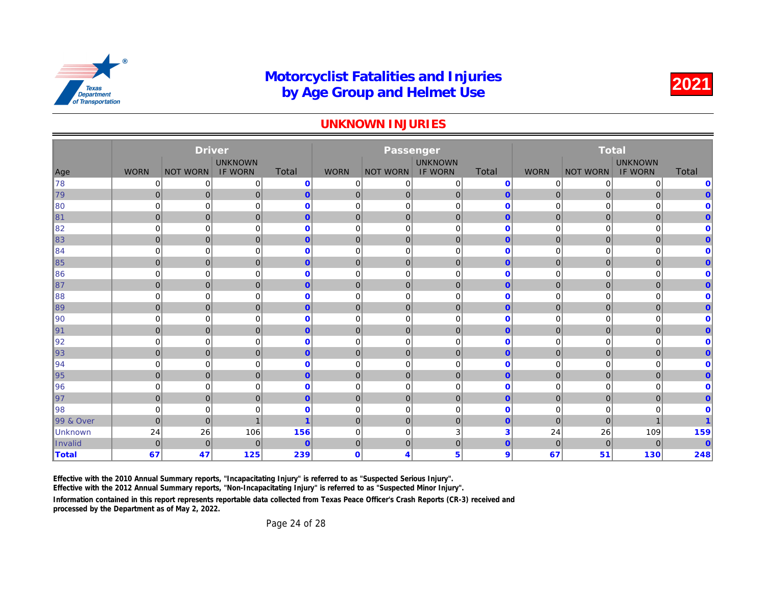# Motorcyclist Fatalities and Injuries by Age Group and Helmet Use

**2021**

## UNKNOWN INJURIES

| Age | Driver | | | | Passenger | | | | Total | | | |
|---|---|---|---|---|---|---|---|---|---|---|---|---|
| | WORN | NOT WORN | UNKNOWN IF WORN | Total | WORN | NOT WORN | UNKNOWN IF WORN | Total | WORN | NOT WORN | UNKNOWN IF WORN | Total |
| 78 | 0 | 0 | 0 | **0** | 0 | 0 | 0 | **0** | 0 | 0 | 0 | **0** |
| 79 | 0 | 0 | 0 | **0** | 0 | 0 | 0 | **0** | 0 | 0 | 0 | **0** |
| 80 | 0 | 0 | 0 | **0** | 0 | 0 | 0 | **0** | 0 | 0 | 0 | **0** |
| 81 | 0 | 0 | 0 | **0** | 0 | 0 | 0 | **0** | 0 | 0 | 0 | **0** |
| 82 | 0 | 0 | 0 | **0** | 0 | 0 | 0 | **0** | 0 | 0 | 0 | **0** |
| 83 | 0 | 0 | 0 | **0** | 0 | 0 | 0 | **0** | 0 | 0 | 0 | **0** |
| 84 | 0 | 0 | 0 | **0** | 0 | 0 | 0 | **0** | 0 | 0 | 0 | **0** |
| 85 | 0 | 0 | 0 | **0** | 0 | 0 | 0 | **0** | 0 | 0 | 0 | **0** |
| 86 | 0 | 0 | 0 | **0** | 0 | 0 | 0 | **0** | 0 | 0 | 0 | **0** |
| 87 | 0 | 0 | 0 | **0** | 0 | 0 | 0 | **0** | 0 | 0 | 0 | **0** |
| 88 | 0 | 0 | 0 | **0** | 0 | 0 | 0 | **0** | 0 | 0 | 0 | **0** |
| 89 | 0 | 0 | 0 | **0** | 0 | 0 | 0 | **0** | 0 | 0 | 0 | **0** |
| 90 | 0 | 0 | 0 | **0** | 0 | 0 | 0 | **0** | 0 | 0 | 0 | **0** |
| 91 | 0 | 0 | 0 | **0** | 0 | 0 | 0 | **0** | 0 | 0 | 0 | **0** |
| 92 | 0 | 0 | 0 | **0** | 0 | 0 | 0 | **0** | 0 | 0 | 0 | **0** |
| 93 | 0 | 0 | 0 | **0** | 0 | 0 | 0 | **0** | 0 | 0 | 0 | **0** |
| 94 | 0 | 0 | 0 | **0** | 0 | 0 | 0 | **0** | 0 | 0 | 0 | **0** |
| 95 | 0 | 0 | 0 | **0** | 0 | 0 | 0 | **0** | 0 | 0 | 0 | **0** |
| 96 | 0 | 0 | 0 | **0** | 0 | 0 | 0 | **0** | 0 | 0 | 0 | **0** |
| 97 | 0 | 0 | 0 | **0** | 0 | 0 | 0 | **0** | 0 | 0 | 0 | **0** |
| 98 | 0 | 0 | 0 | **0** | 0 | 0 | 0 | **0** | 0 | 0 | 0 | **0** |
| 99 & Over | 0 | 0 | 1 | **1** | 0 | 0 | 0 | **0** | 0 | 0 | 1 | **1** |
| Unknown | 24 | 26 | 106 | **156** | 0 | 0 | 3 | **3** | 24 | 26 | 109 | **159** |
| Invalid | 0 | 0 | 0 | **0** | 0 | 0 | 0 | **0** | 0 | 0 | 0 | **0** |
| **Total** | **67** | **47** | **125** | **239** | **0** | **4** | **5** | **9** | **67** | **51** | **130** | **248** |

**Effective with the 2010 Annual Summary reports, "Incapacitating Injury" is referred to as "Suspected Serious Injury".**
**Effective with the 2012 Annual Summary reports, "Non-Incapacitating Injury" is referred to as "Suspected Minor Injury".**

**Information contained in this report represents reportable data collected from Texas Peace Officer's Crash Reports (CR-3) received and processed by the Department as of May 2, 2022.**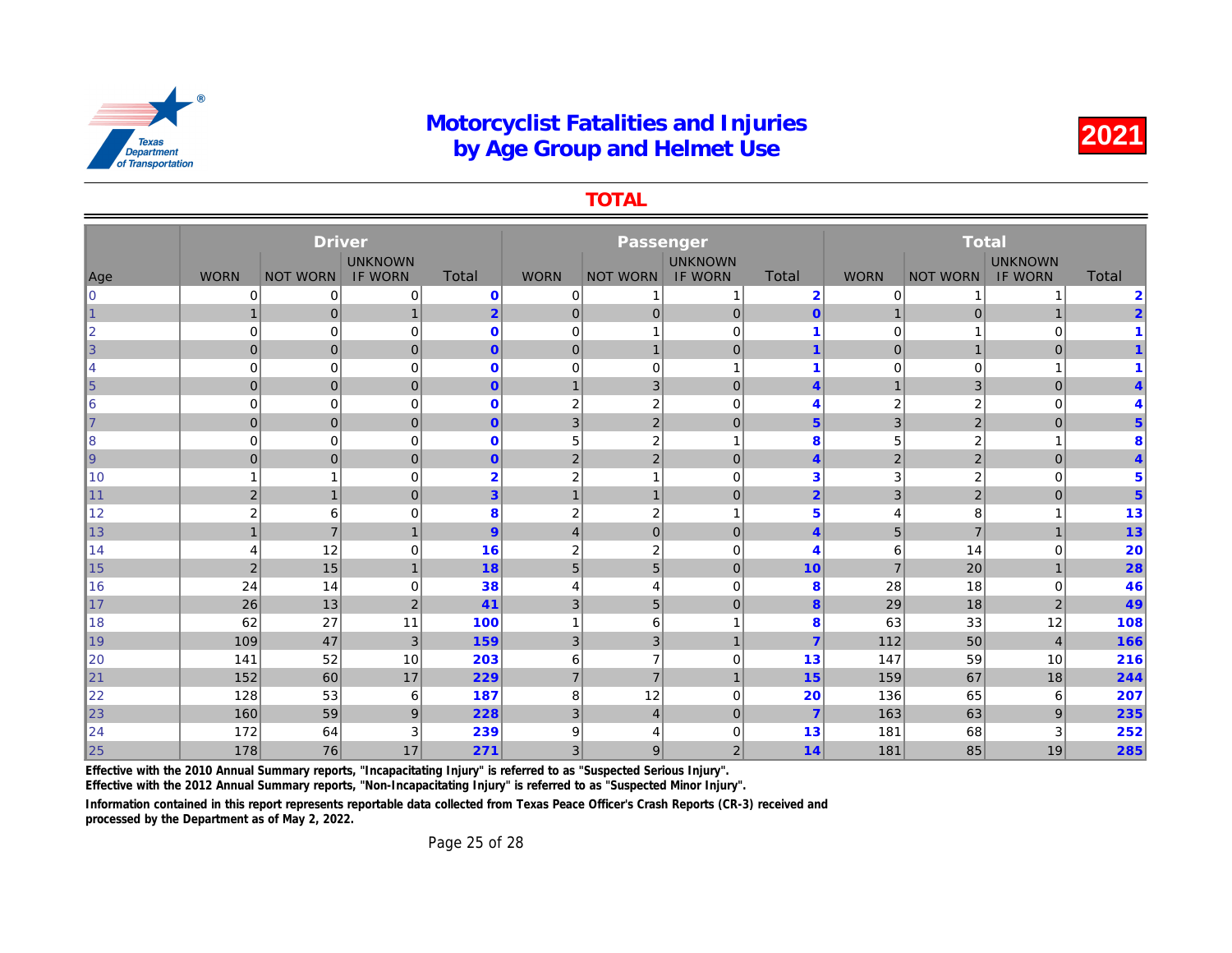# Motorcyclist Fatalities and Injuries by Age Group and Helmet Use

**2021**

## TOTAL

| Age | Driver | | | | Passenger | | | | Total | | | |
|---|---|---|---|---|---|---|---|---|---|---|---|---|
| | WORN | NOT WORN | UNKNOWN IF WORN | Total | WORN | NOT WORN | UNKNOWN IF WORN | Total | WORN | NOT WORN | UNKNOWN IF WORN | Total |
| 0 | 0 | 0 | 0 | **0** | 0 | 1 | 1 | **2** | 0 | 1 | 1 | **2** |
| 1 | 1 | 0 | 1 | **2** | 0 | 0 | 0 | **0** | 1 | 0 | 1 | **2** |
| 2 | 0 | 0 | 0 | **0** | 0 | 1 | 0 | **1** | 0 | 1 | 0 | **1** |
| 3 | 0 | 0 | 0 | **0** | 0 | 1 | 0 | **1** | 0 | 1 | 0 | **1** |
| 4 | 0 | 0 | 0 | **0** | 0 | 0 | 1 | **1** | 0 | 0 | 1 | **1** |
| 5 | 0 | 0 | 0 | **0** | 1 | 3 | 0 | **4** | 1 | 3 | 0 | **4** |
| 6 | 0 | 0 | 0 | **0** | 2 | 2 | 0 | **4** | 2 | 2 | 0 | **4** |
| 7 | 0 | 0 | 0 | **0** | 3 | 2 | 0 | **5** | 3 | 2 | 0 | **5** |
| 8 | 0 | 0 | 0 | **0** | 5 | 2 | 1 | **8** | 5 | 2 | 1 | **8** |
| 9 | 0 | 0 | 0 | **0** | 2 | 2 | 0 | **4** | 2 | 2 | 0 | **4** |
| 10 | 1 | 1 | 0 | **2** | 2 | 1 | 0 | **3** | 3 | 2 | 0 | **5** |
| 11 | 2 | 1 | 0 | **3** | 1 | 1 | 0 | **2** | 3 | 2 | 0 | **5** |
| 12 | 2 | 6 | 0 | **8** | 2 | 2 | 1 | **5** | 4 | 8 | 1 | **13** |
| 13 | 1 | 7 | 1 | **9** | 4 | 0 | 0 | **4** | 5 | 7 | 1 | **13** |
| 14 | 4 | 12 | 0 | **16** | 2 | 2 | 0 | **4** | 6 | 14 | 0 | **20** |
| 15 | 2 | 15 | 1 | **18** | 5 | 5 | 0 | **10** | 7 | 20 | 1 | **28** |
| 16 | 24 | 14 | 0 | **38** | 4 | 4 | 0 | **8** | 28 | 18 | 0 | **46** |
| 17 | 26 | 13 | 2 | **41** | 3 | 5 | 0 | **8** | 29 | 18 | 2 | **49** |
| 18 | 62 | 27 | 11 | **100** | 1 | 6 | 1 | **8** | 63 | 33 | 12 | **108** |
| 19 | 109 | 47 | 3 | **159** | 3 | 3 | 1 | **7** | 112 | 50 | 4 | **166** |
| 20 | 141 | 52 | 10 | **203** | 6 | 7 | 0 | **13** | 147 | 59 | 10 | **216** |
| 21 | 152 | 60 | 17 | **229** | 7 | 7 | 1 | **15** | 159 | 67 | 18 | **244** |
| 22 | 128 | 53 | 6 | **187** | 8 | 12 | 0 | **20** | 136 | 65 | 6 | **207** |
| 23 | 160 | 59 | 9 | **228** | 3 | 4 | 0 | **7** | 163 | 63 | 9 | **235** |
| 24 | 172 | 64 | 3 | **239** | 9 | 4 | 0 | **13** | 181 | 68 | 3 | **252** |
| 25 | 178 | 76 | 17 | **271** | 3 | 9 | 2 | **14** | 181 | 85 | 19 | **285** |

**Effective with the 2010 Annual Summary reports, "Incapacitating Injury" is referred to as "Suspected Serious Injury".**
**Effective with the 2012 Annual Summary reports, "Non-Incapacitating Injury" is referred to as "Suspected Minor Injury".**

**Information contained in this report represents reportable data collected from Texas Peace Officer's Crash Reports (CR-3) received and processed by the Department as of May 2, 2022.**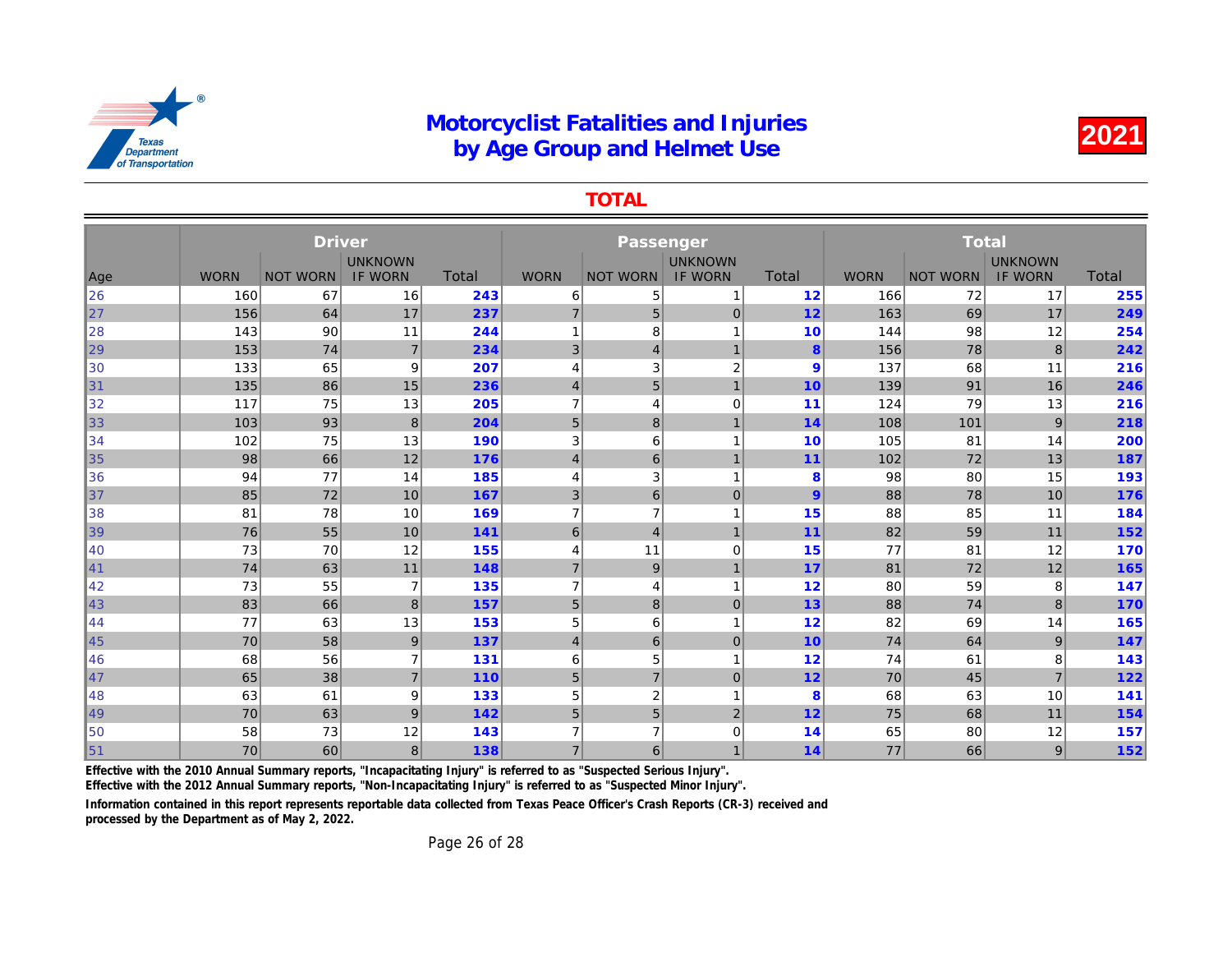# Motorcyclist Fatalities and Injuries by Age Group and Helmet Use

**2021**

## TOTAL

| Age | Driver | | | | Passenger | | | | Total | | | |
|---|---|---|---|---|---|---|---|---|---|---|---|---|
| | WORN | NOT WORN | UNKNOWN IF WORN | Total | WORN | NOT WORN | UNKNOWN IF WORN | Total | WORN | NOT WORN | UNKNOWN IF WORN | Total |
| 26 | 160 | 67 | 16 | **243** | 6 | 5 | 1 | **12** | 166 | 72 | 17 | **255** |
| 27 | 156 | 64 | 17 | **237** | 7 | 5 | 0 | **12** | 163 | 69 | 17 | **249** |
| 28 | 143 | 90 | 11 | **244** | 1 | 8 | 1 | **10** | 144 | 98 | 12 | **254** |
| 29 | 153 | 74 | 7 | **234** | 3 | 4 | 1 | **8** | 156 | 78 | 8 | **242** |
| 30 | 133 | 65 | 9 | **207** | 4 | 3 | 2 | **9** | 137 | 68 | 11 | **216** |
| 31 | 135 | 86 | 15 | **236** | 4 | 5 | 1 | **10** | 139 | 91 | 16 | **246** |
| 32 | 117 | 75 | 13 | **205** | 7 | 4 | 0 | **11** | 124 | 79 | 13 | **216** |
| 33 | 103 | 93 | 8 | **204** | 5 | 8 | 1 | **14** | 108 | 101 | 9 | **218** |
| 34 | 102 | 75 | 13 | **190** | 3 | 6 | 1 | **10** | 105 | 81 | 14 | **200** |
| 35 | 98 | 66 | 12 | **176** | 4 | 6 | 1 | **11** | 102 | 72 | 13 | **187** |
| 36 | 94 | 77 | 14 | **185** | 4 | 3 | 1 | **8** | 98 | 80 | 15 | **193** |
| 37 | 85 | 72 | 10 | **167** | 3 | 6 | 0 | **9** | 88 | 78 | 10 | **176** |
| 38 | 81 | 78 | 10 | **169** | 7 | 7 | 1 | **15** | 88 | 85 | 11 | **184** |
| 39 | 76 | 55 | 10 | **141** | 6 | 4 | 1 | **11** | 82 | 59 | 11 | **152** |
| 40 | 73 | 70 | 12 | **155** | 4 | 11 | 0 | **15** | 77 | 81 | 12 | **170** |
| 41 | 74 | 63 | 11 | **148** | 7 | 9 | 1 | **17** | 81 | 72 | 12 | **165** |
| 42 | 73 | 55 | 7 | **135** | 7 | 4 | 1 | **12** | 80 | 59 | 8 | **147** |
| 43 | 83 | 66 | 8 | **157** | 5 | 8 | 0 | **13** | 88 | 74 | 8 | **170** |
| 44 | 77 | 63 | 13 | **153** | 5 | 6 | 1 | **12** | 82 | 69 | 14 | **165** |
| 45 | 70 | 58 | 9 | **137** | 4 | 6 | 0 | **10** | 74 | 64 | 9 | **147** |
| 46 | 68 | 56 | 7 | **131** | 6 | 5 | 1 | **12** | 74 | 61 | 8 | **143** |
| 47 | 65 | 38 | 7 | **110** | 5 | 7 | 0 | **12** | 70 | 45 | 7 | **122** |
| 48 | 63 | 61 | 9 | **133** | 5 | 2 | 1 | **8** | 68 | 63 | 10 | **141** |
| 49 | 70 | 63 | 9 | **142** | 5 | 5 | 2 | **12** | 75 | 68 | 11 | **154** |
| 50 | 58 | 73 | 12 | **143** | 7 | 7 | 0 | **14** | 65 | 80 | 12 | **157** |
| 51 | 70 | 60 | 8 | **138** | 7 | 6 | 1 | **14** | 77 | 66 | 9 | **152** |

**Effective with the 2010 Annual Summary reports, "Incapacitating Injury" is referred to as "Suspected Serious Injury".**

**Effective with the 2012 Annual Summary reports, "Non-Incapacitating Injury" is referred to as "Suspected Minor Injury".**

**Information contained in this report represents reportable data collected from Texas Peace Officer's Crash Reports (CR-3) received and processed by the Department as of May 2, 2022.**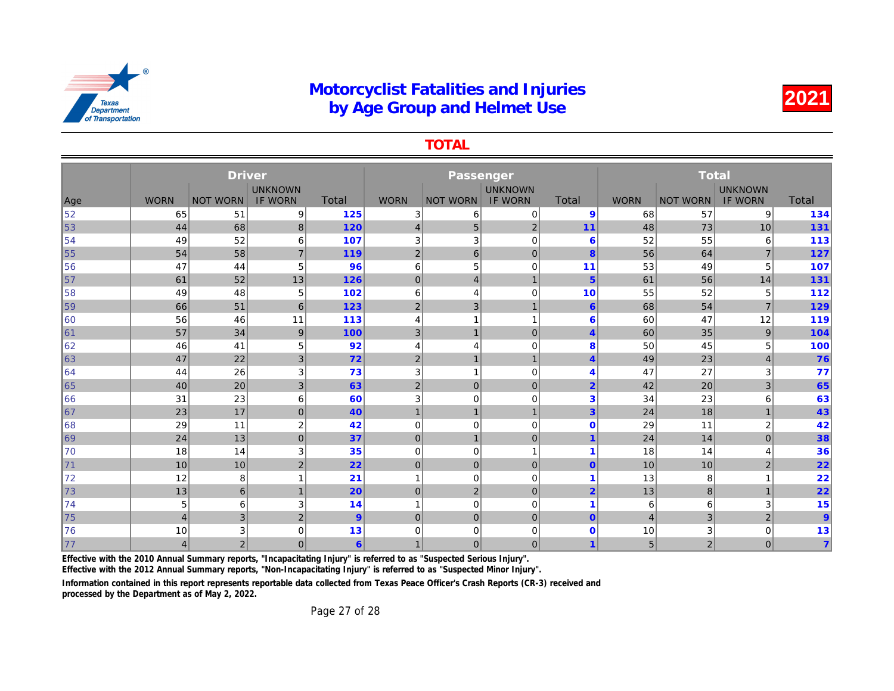# Motorcyclist Fatalities and Injuries by Age Group and Helmet Use

**2021**

## TOTAL

| Age | Driver | | | | Passenger | | | | Total | | | |
|---|---|---|---|---|---|---|---|---|---|---|---|---|
| | WORN | NOT WORN | UNKNOWN IF WORN | Total | WORN | NOT WORN | UNKNOWN IF WORN | Total | WORN | NOT WORN | UNKNOWN IF WORN | Total |
| 52 | 65 | 51 | 9 | **125** | 3 | 6 | 0 | **9** | 68 | 57 | 9 | **134** |
| 53 | 44 | 68 | 8 | **120** | 4 | 5 | 2 | **11** | 48 | 73 | 10 | **131** |
| 54 | 49 | 52 | 6 | **107** | 3 | 3 | 0 | **6** | 52 | 55 | 6 | **113** |
| 55 | 54 | 58 | 7 | **119** | 2 | 6 | 0 | **8** | 56 | 64 | 7 | **127** |
| 56 | 47 | 44 | 5 | **96** | 6 | 5 | 0 | **11** | 53 | 49 | 5 | **107** |
| 57 | 61 | 52 | 13 | **126** | 0 | 4 | 1 | **5** | 61 | 56 | 14 | **131** |
| 58 | 49 | 48 | 5 | **102** | 6 | 4 | 0 | **10** | 55 | 52 | 5 | **112** |
| 59 | 66 | 51 | 6 | **123** | 2 | 3 | 1 | **6** | 68 | 54 | 7 | **129** |
| 60 | 56 | 46 | 11 | **113** | 4 | 1 | 1 | **6** | 60 | 47 | 12 | **119** |
| 61 | 57 | 34 | 9 | **100** | 3 | 1 | 0 | **4** | 60 | 35 | 9 | **104** |
| 62 | 46 | 41 | 5 | **92** | 4 | 4 | 0 | **8** | 50 | 45 | 5 | **100** |
| 63 | 47 | 22 | 3 | **72** | 2 | 1 | 1 | **4** | 49 | 23 | 4 | **76** |
| 64 | 44 | 26 | 3 | **73** | 3 | 1 | 0 | **4** | 47 | 27 | 3 | **77** |
| 65 | 40 | 20 | 3 | **63** | 2 | 0 | 0 | **2** | 42 | 20 | 3 | **65** |
| 66 | 31 | 23 | 6 | **60** | 3 | 0 | 0 | **3** | 34 | 23 | 6 | **63** |
| 67 | 23 | 17 | 0 | **40** | 1 | 1 | 1 | **3** | 24 | 18 | 1 | **43** |
| 68 | 29 | 11 | 2 | **42** | 0 | 0 | 0 | **0** | 29 | 11 | 2 | **42** |
| 69 | 24 | 13 | 0 | **37** | 0 | 1 | 0 | **1** | 24 | 14 | 0 | **38** |
| 70 | 18 | 14 | 3 | **35** | 0 | 0 | 1 | **1** | 18 | 14 | 4 | **36** |
| 71 | 10 | 10 | 2 | **22** | 0 | 0 | 0 | **0** | 10 | 10 | 2 | **22** |
| 72 | 12 | 8 | 1 | **21** | 1 | 0 | 0 | **1** | 13 | 8 | 1 | **22** |
| 73 | 13 | 6 | 1 | **20** | 0 | 2 | 0 | **2** | 13 | 8 | 1 | **22** |
| 74 | 5 | 6 | 3 | **14** | 1 | 0 | 0 | **1** | 6 | 6 | 3 | **15** |
| 75 | 4 | 3 | 2 | **9** | 0 | 0 | 0 | **0** | 4 | 3 | 2 | **9** |
| 76 | 10 | 3 | 0 | **13** | 0 | 0 | 0 | **0** | 10 | 3 | 0 | **13** |
| 77 | 4 | 2 | 0 | **6** | 1 | 0 | 0 | **1** | 5 | 2 | 0 | **7** |

**Effective with the 2010 Annual Summary reports, "Incapacitating Injury" is referred to as "Suspected Serious Injury".**

**Effective with the 2012 Annual Summary reports, "Non-Incapacitating Injury" is referred to as "Suspected Minor Injury".**

**Information contained in this report represents reportable data collected from Texas Peace Officer's Crash Reports (CR-3) received and processed by the Department as of May 2, 2022.**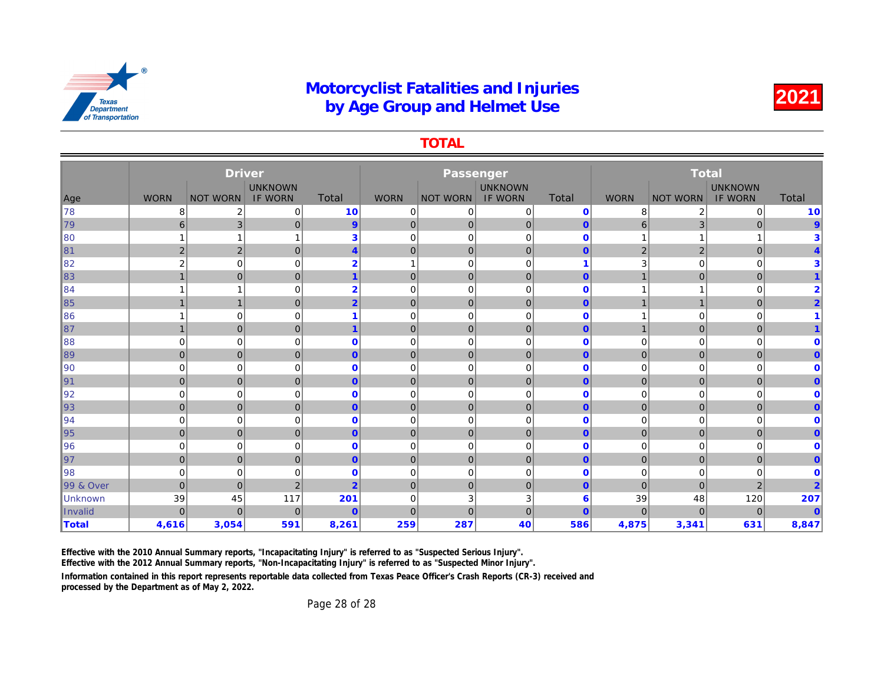# Motorcyclist Fatalities and Injuries by Age Group and Helmet Use

**2021**

## TOTAL

| Age | Driver | | | | Passenger | | | | Total | | | |
|---|---|---|---|---|---|---|---|---|---|---|---|---|
| | WORN | NOT WORN | UNKNOWN IF WORN | Total | WORN | NOT WORN | UNKNOWN IF WORN | Total | WORN | NOT WORN | UNKNOWN IF WORN | Total |
| 78 | 8 | 2 | 0 | **10** | 0 | 0 | 0 | **0** | 8 | 2 | 0 | **10** |
| 79 | 6 | 3 | 0 | **9** | 0 | 0 | 0 | **0** | 6 | 3 | 0 | **9** |
| 80 | 1 | 1 | 1 | **3** | 0 | 0 | 0 | **0** | 1 | 1 | 1 | **3** |
| 81 | 2 | 2 | 0 | **4** | 0 | 0 | 0 | **0** | 2 | 2 | 0 | **4** |
| 82 | 2 | 0 | 0 | **2** | 1 | 0 | 0 | **1** | 3 | 0 | 0 | **3** |
| 83 | 1 | 0 | 0 | **1** | 0 | 0 | 0 | **0** | 1 | 0 | 0 | **1** |
| 84 | 1 | 1 | 0 | **2** | 0 | 0 | 0 | **0** | 1 | 1 | 0 | **2** |
| 85 | 1 | 1 | 0 | **2** | 0 | 0 | 0 | **0** | 1 | 1 | 0 | **2** |
| 86 | 1 | 0 | 0 | **1** | 0 | 0 | 0 | **0** | 1 | 0 | 0 | **1** |
| 87 | 1 | 0 | 0 | **1** | 0 | 0 | 0 | **0** | 1 | 0 | 0 | **1** |
| 88 | 0 | 0 | 0 | **0** | 0 | 0 | 0 | **0** | 0 | 0 | 0 | **0** |
| 89 | 0 | 0 | 0 | **0** | 0 | 0 | 0 | **0** | 0 | 0 | 0 | **0** |
| 90 | 0 | 0 | 0 | **0** | 0 | 0 | 0 | **0** | 0 | 0 | 0 | **0** |
| 91 | 0 | 0 | 0 | **0** | 0 | 0 | 0 | **0** | 0 | 0 | 0 | **0** |
| 92 | 0 | 0 | 0 | **0** | 0 | 0 | 0 | **0** | 0 | 0 | 0 | **0** |
| 93 | 0 | 0 | 0 | **0** | 0 | 0 | 0 | **0** | 0 | 0 | 0 | **0** |
| 94 | 0 | 0 | 0 | **0** | 0 | 0 | 0 | **0** | 0 | 0 | 0 | **0** |
| 95 | 0 | 0 | 0 | **0** | 0 | 0 | 0 | **0** | 0 | 0 | 0 | **0** |
| 96 | 0 | 0 | 0 | **0** | 0 | 0 | 0 | **0** | 0 | 0 | 0 | **0** |
| 97 | 0 | 0 | 0 | **0** | 0 | 0 | 0 | **0** | 0 | 0 | 0 | **0** |
| 98 | 0 | 0 | 0 | **0** | 0 | 0 | 0 | **0** | 0 | 0 | 0 | **0** |
| 99 & Over | 0 | 0 | 2 | **2** | 0 | 0 | 0 | **0** | 0 | 0 | 2 | **2** |
| Unknown | 39 | 45 | 117 | **201** | 0 | 3 | 3 | **6** | 39 | 48 | 120 | **207** |
| Invalid | 0 | 0 | 0 | **0** | 0 | 0 | 0 | **0** | 0 | 0 | 0 | **0** |
| **Total** | **4,616** | **3,054** | **591** | **8,261** | **259** | **287** | **40** | **586** | **4,875** | **3,341** | **631** | **8,847** |

**Effective with the 2010 Annual Summary reports, "Incapacitating Injury" is referred to as "Suspected Serious Injury".**
**Effective with the 2012 Annual Summary reports, "Non-Incapacitating Injury" is referred to as "Suspected Minor Injury".**

**Information contained in this report represents reportable data collected from Texas Peace Officer's Crash Reports (CR-3) received and processed by the Department as of May 2, 2022.**